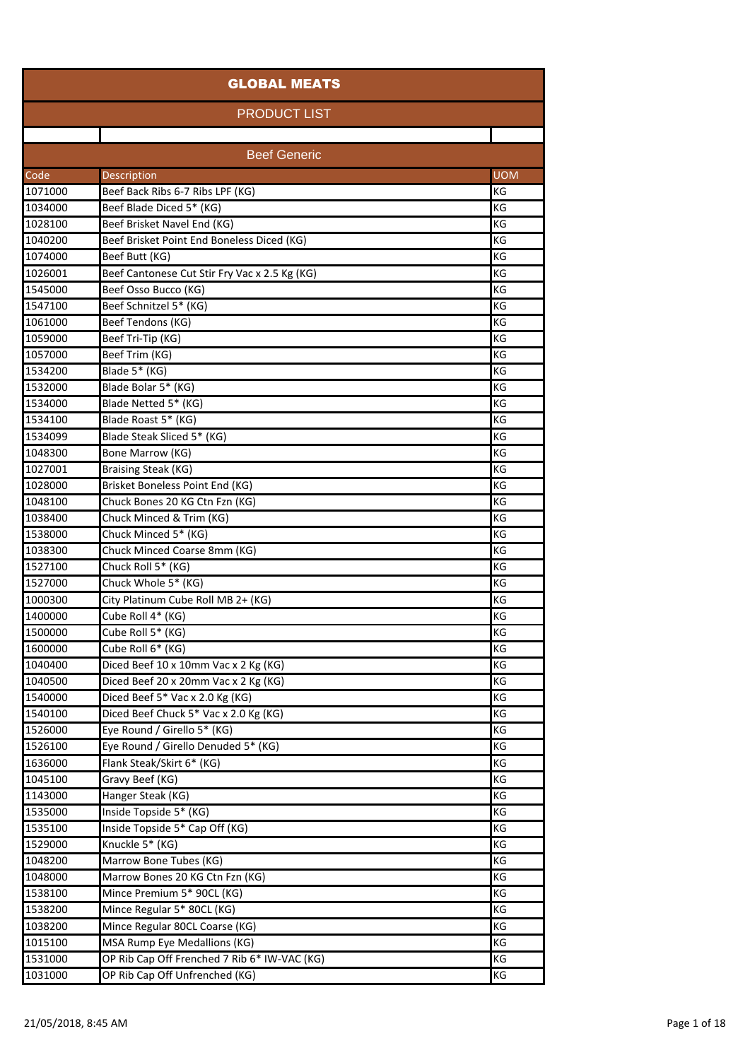# GLOBAL MEATS

## PRODUCT LIST

### Beef Generic

| Code | Description | UOM |
|---|---|---|
| 1071000 | Beef Back Ribs 6-7 Ribs LPF (KG) | KG |
| 1034000 | Beef Blade Diced 5* (KG) | KG |
| 1028100 | Beef Brisket Navel End (KG) | KG |
| 1040200 | Beef Brisket Point End Boneless Diced (KG) | KG |
| 1074000 | Beef Butt (KG) | KG |
| 1026001 | Beef Cantonese Cut Stir Fry Vac x 2.5 Kg (KG) | KG |
| 1545000 | Beef Osso Bucco (KG) | KG |
| 1547100 | Beef Schnitzel 5* (KG) | KG |
| 1061000 | Beef Tendons (KG) | KG |
| 1059000 | Beef Tri-Tip (KG) | KG |
| 1057000 | Beef Trim (KG) | KG |
| 1534200 | Blade 5* (KG) | KG |
| 1532000 | Blade Bolar 5* (KG) | KG |
| 1534000 | Blade Netted 5* (KG) | KG |
| 1534100 | Blade Roast 5* (KG) | KG |
| 1534099 | Blade Steak Sliced 5* (KG) | KG |
| 1048300 | Bone Marrow (KG) | KG |
| 1027001 | Braising Steak (KG) | KG |
| 1028000 | Brisket Boneless Point End (KG) | KG |
| 1048100 | Chuck Bones 20 KG Ctn Fzn (KG) | KG |
| 1038400 | Chuck Minced & Trim (KG) | KG |
| 1538000 | Chuck Minced 5* (KG) | KG |
| 1038300 | Chuck Minced Coarse 8mm (KG) | KG |
| 1527100 | Chuck Roll 5* (KG) | KG |
| 1527000 | Chuck Whole 5* (KG) | KG |
| 1000300 | City Platinum Cube Roll MB 2+ (KG) | KG |
| 1400000 | Cube Roll 4* (KG) | KG |
| 1500000 | Cube Roll 5* (KG) | KG |
| 1600000 | Cube Roll 6* (KG) | KG |
| 1040400 | Diced Beef 10 x 10mm Vac x 2 Kg (KG) | KG |
| 1040500 | Diced Beef 20 x 20mm Vac x 2 Kg (KG) | KG |
| 1540000 | Diced Beef 5* Vac x 2.0 Kg (KG) | KG |
| 1540100 | Diced Beef Chuck 5* Vac x 2.0 Kg (KG) | KG |
| 1526000 | Eye Round / Girello 5* (KG) | KG |
| 1526100 | Eye Round / Girello Denuded 5* (KG) | KG |
| 1636000 | Flank Steak/Skirt 6* (KG) | KG |
| 1045100 | Gravy Beef (KG) | KG |
| 1143000 | Hanger Steak (KG) | KG |
| 1535000 | Inside Topside 5* (KG) | KG |
| 1535100 | Inside Topside 5* Cap Off (KG) | KG |
| 1529000 | Knuckle 5* (KG) | KG |
| 1048200 | Marrow Bone Tubes (KG) | KG |
| 1048000 | Marrow Bones 20 KG Ctn Fzn (KG) | KG |
| 1538100 | Mince Premium 5* 90CL (KG) | KG |
| 1538200 | Mince Regular 5* 80CL (KG) | KG |
| 1038200 | Mince Regular 80CL Coarse (KG) | KG |
| 1015100 | MSA Rump Eye Medallions (KG) | KG |
| 1531000 | OP Rib Cap Off Frenched 7 Rib 6* IW-VAC (KG) | KG |
| 1031000 | OP Rib Cap Off Unfrenched (KG) | KG |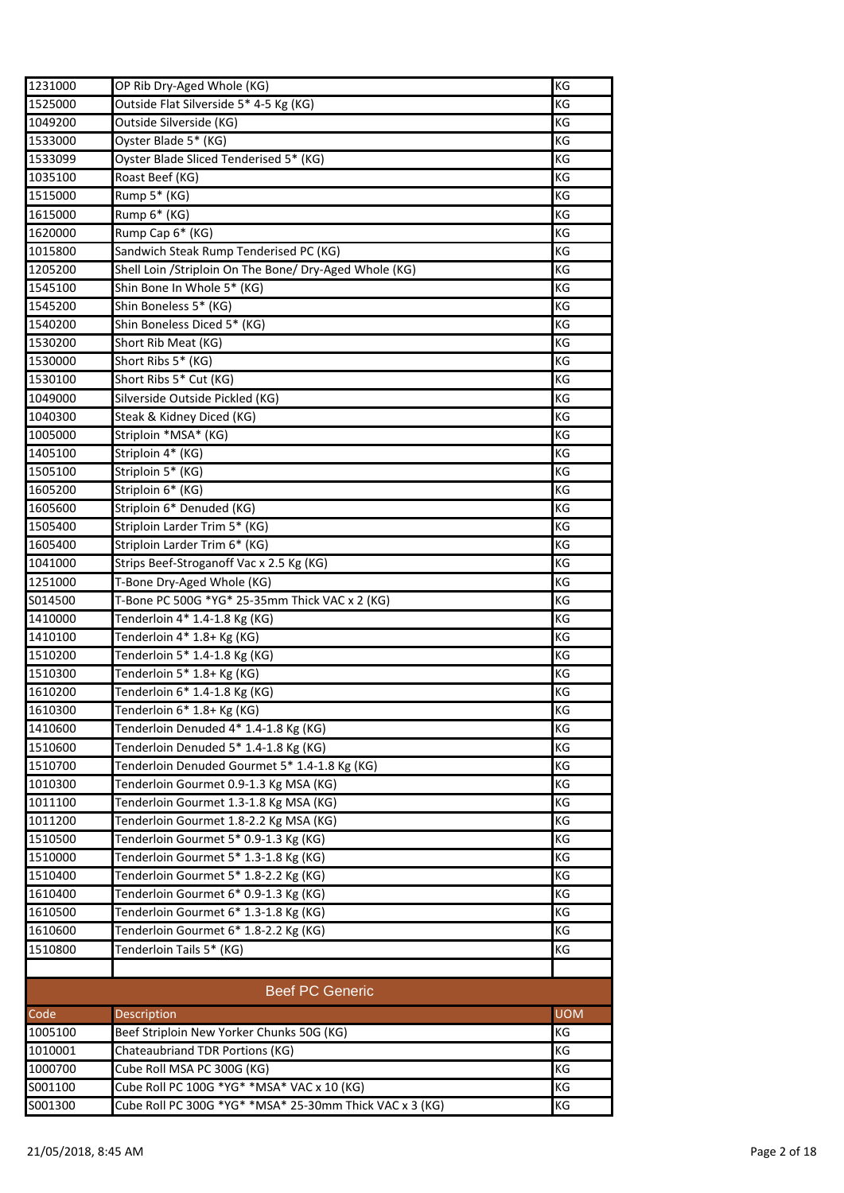| | | |
|---|---|---|
| 1231000 | OP Rib Dry-Aged Whole (KG) | KG |
| 1525000 | Outside Flat Silverside 5* 4-5 Kg (KG) | KG |
| 1049200 | Outside Silverside (KG) | KG |
| 1533000 | Oyster Blade 5* (KG) | KG |
| 1533099 | Oyster Blade Sliced Tenderised 5* (KG) | KG |
| 1035100 | Roast Beef (KG) | KG |
| 1515000 | Rump 5* (KG) | KG |
| 1615000 | Rump 6* (KG) | KG |
| 1620000 | Rump Cap 6* (KG) | KG |
| 1015800 | Sandwich Steak Rump Tenderised PC (KG) | KG |
| 1205200 | Shell Loin /Striploin On The Bone/ Dry-Aged Whole (KG) | KG |
| 1545100 | Shin Bone In Whole 5* (KG) | KG |
| 1545200 | Shin Boneless 5* (KG) | KG |
| 1540200 | Shin Boneless Diced 5* (KG) | KG |
| 1530200 | Short Rib Meat (KG) | KG |
| 1530000 | Short Ribs 5* (KG) | KG |
| 1530100 | Short Ribs 5* Cut (KG) | KG |
| 1049000 | Silverside Outside Pickled (KG) | KG |
| 1040300 | Steak & Kidney Diced (KG) | KG |
| 1005000 | Striploin *MSA* (KG) | KG |
| 1405100 | Striploin 4* (KG) | KG |
| 1505100 | Striploin 5* (KG) | KG |
| 1605200 | Striploin 6* (KG) | KG |
| 1605600 | Striploin 6* Denuded (KG) | KG |
| 1505400 | Striploin Larder Trim 5* (KG) | KG |
| 1605400 | Striploin Larder Trim 6* (KG) | KG |
| 1041000 | Strips Beef-Stroganoff Vac x 2.5 Kg (KG) | KG |
| 1251000 | T-Bone Dry-Aged Whole (KG) | KG |
| S014500 | T-Bone PC 500G *YG* 25-35mm Thick VAC x 2 (KG) | KG |
| 1410000 | Tenderloin 4* 1.4-1.8 Kg (KG) | KG |
| 1410100 | Tenderloin 4* 1.8+ Kg (KG) | KG |
| 1510200 | Tenderloin 5* 1.4-1.8 Kg (KG) | KG |
| 1510300 | Tenderloin 5* 1.8+ Kg (KG) | KG |
| 1610200 | Tenderloin 6* 1.4-1.8 Kg (KG) | KG |
| 1610300 | Tenderloin 6* 1.8+ Kg (KG) | KG |
| 1410600 | Tenderloin Denuded 4* 1.4-1.8 Kg (KG) | KG |
| 1510600 | Tenderloin Denuded 5* 1.4-1.8 Kg (KG) | KG |
| 1510700 | Tenderloin Denuded Gourmet 5* 1.4-1.8 Kg (KG) | KG |
| 1010300 | Tenderloin Gourmet 0.9-1.3 Kg MSA (KG) | KG |
| 1011100 | Tenderloin Gourmet 1.3-1.8 Kg MSA (KG) | KG |
| 1011200 | Tenderloin Gourmet 1.8-2.2 Kg MSA (KG) | KG |
| 1510500 | Tenderloin Gourmet 5* 0.9-1.3 Kg (KG) | KG |
| 1510000 | Tenderloin Gourmet 5* 1.3-1.8 Kg (KG) | KG |
| 1510400 | Tenderloin Gourmet 5* 1.8-2.2 Kg (KG) | KG |
| 1610400 | Tenderloin Gourmet 6* 0.9-1.3 Kg (KG) | KG |
| 1610500 | Tenderloin Gourmet 6* 1.3-1.8 Kg (KG) | KG |
| 1610600 | Tenderloin Gourmet 6* 1.8-2.2 Kg (KG) | KG |
| 1510800 | Tenderloin Tails 5* (KG) | KG |

## Beef PC Generic

| Code | Description | UOM |
|---|---|---|
| 1005100 | Beef Striploin New Yorker Chunks 50G (KG) | KG |
| 1010001 | Chateaubriand TDR Portions (KG) | KG |
| 1000700 | Cube Roll MSA PC 300G (KG) | KG |
| S001100 | Cube Roll PC 100G *YG* *MSA* VAC x 10 (KG) | KG |
| S001300 | Cube Roll PC 300G *YG* *MSA* 25-30mm Thick VAC x 3 (KG) | KG |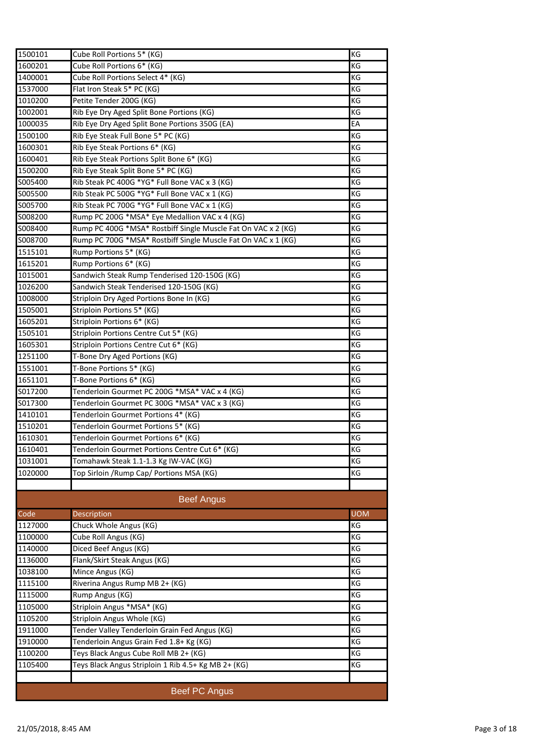| | | |
|---|---|---|
| 1500101 | Cube Roll Portions 5* (KG) | KG |
| 1600201 | Cube Roll Portions 6* (KG) | KG |
| 1400001 | Cube Roll Portions Select 4* (KG) | KG |
| 1537000 | Flat Iron Steak 5* PC (KG) | KG |
| 1010200 | Petite Tender 200G (KG) | KG |
| 1002001 | Rib Eye Dry Aged Split Bone Portions (KG) | KG |
| 1000035 | Rib Eye Dry Aged Split Bone Portions 350G (EA) | EA |
| 1500100 | Rib Eye Steak Full Bone 5* PC (KG) | KG |
| 1600301 | Rib Eye Steak Portions 6* (KG) | KG |
| 1600401 | Rib Eye Steak Portions Split Bone 6* (KG) | KG |
| 1500200 | Rib Eye Steak Split Bone 5* PC (KG) | KG |
| S005400 | Rib Steak PC 400G *YG* Full Bone VAC x 3 (KG) | KG |
| S005500 | Rib Steak PC 500G *YG* Full Bone VAC x 1 (KG) | KG |
| S005700 | Rib Steak PC 700G *YG* Full Bone VAC x 1 (KG) | KG |
| S008200 | Rump PC 200G *MSA* Eye Medallion VAC x 4 (KG) | KG |
| S008400 | Rump PC 400G *MSA* Rostbiff Single Muscle Fat On VAC x 2 (KG) | KG |
| S008700 | Rump PC 700G *MSA* Rostbiff Single Muscle Fat On VAC x 1 (KG) | KG |
| 1515101 | Rump Portions 5* (KG) | KG |
| 1615201 | Rump Portions 6* (KG) | KG |
| 1015001 | Sandwich Steak Rump Tenderised 120-150G (KG) | KG |
| 1026200 | Sandwich Steak Tenderised 120-150G (KG) | KG |
| 1008000 | Striploin Dry Aged Portions Bone In (KG) | KG |
| 1505001 | Striploin Portions 5* (KG) | KG |
| 1605201 | Striploin Portions 6* (KG) | KG |
| 1505101 | Striploin Portions Centre Cut 5* (KG) | KG |
| 1605301 | Striploin Portions Centre Cut 6* (KG) | KG |
| 1251100 | T-Bone Dry Aged Portions (KG) | KG |
| 1551001 | T-Bone Portions 5* (KG) | KG |
| 1651101 | T-Bone Portions 6* (KG) | KG |
| S017200 | Tenderloin Gourmet PC 200G *MSA* VAC x 4 (KG) | KG |
| S017300 | Tenderloin Gourmet PC 300G *MSA* VAC x 3 (KG) | KG |
| 1410101 | Tenderloin Gourmet Portions 4* (KG) | KG |
| 1510201 | Tenderloin Gourmet Portions 5* (KG) | KG |
| 1610301 | Tenderloin Gourmet Portions 6* (KG) | KG |
| 1610401 | Tenderloin Gourmet Portions Centre Cut 6* (KG) | KG |
| 1031001 | Tomahawk Steak 1.1-1.3 Kg IW-VAC (KG) | KG |
| 1020000 | Top Sirloin /Rump Cap/ Portions MSA (KG) | KG |

## Beef Angus

| Code | Description | UOM |
|---|---|---|
| 1127000 | Chuck Whole Angus (KG) | KG |
| 1100000 | Cube Roll Angus (KG) | KG |
| 1140000 | Diced Beef Angus (KG) | KG |
| 1136000 | Flank/Skirt Steak Angus (KG) | KG |
| 1038100 | Mince Angus (KG) | KG |
| 1115100 | Riverina Angus Rump MB 2+ (KG) | KG |
| 1115000 | Rump Angus (KG) | KG |
| 1105000 | Striploin Angus *MSA* (KG) | KG |
| 1105200 | Striploin Angus Whole (KG) | KG |
| 1911000 | Tender Valley Tenderloin Grain Fed Angus (KG) | KG |
| 1910000 | Tenderloin Angus Grain Fed 1.8+ Kg (KG) | KG |
| 1100200 | Teys Black Angus Cube Roll MB 2+ (KG) | KG |
| 1105400 | Teys Black Angus Striploin 1 Rib 4.5+ Kg MB 2+ (KG) | KG |

## Beef PC Angus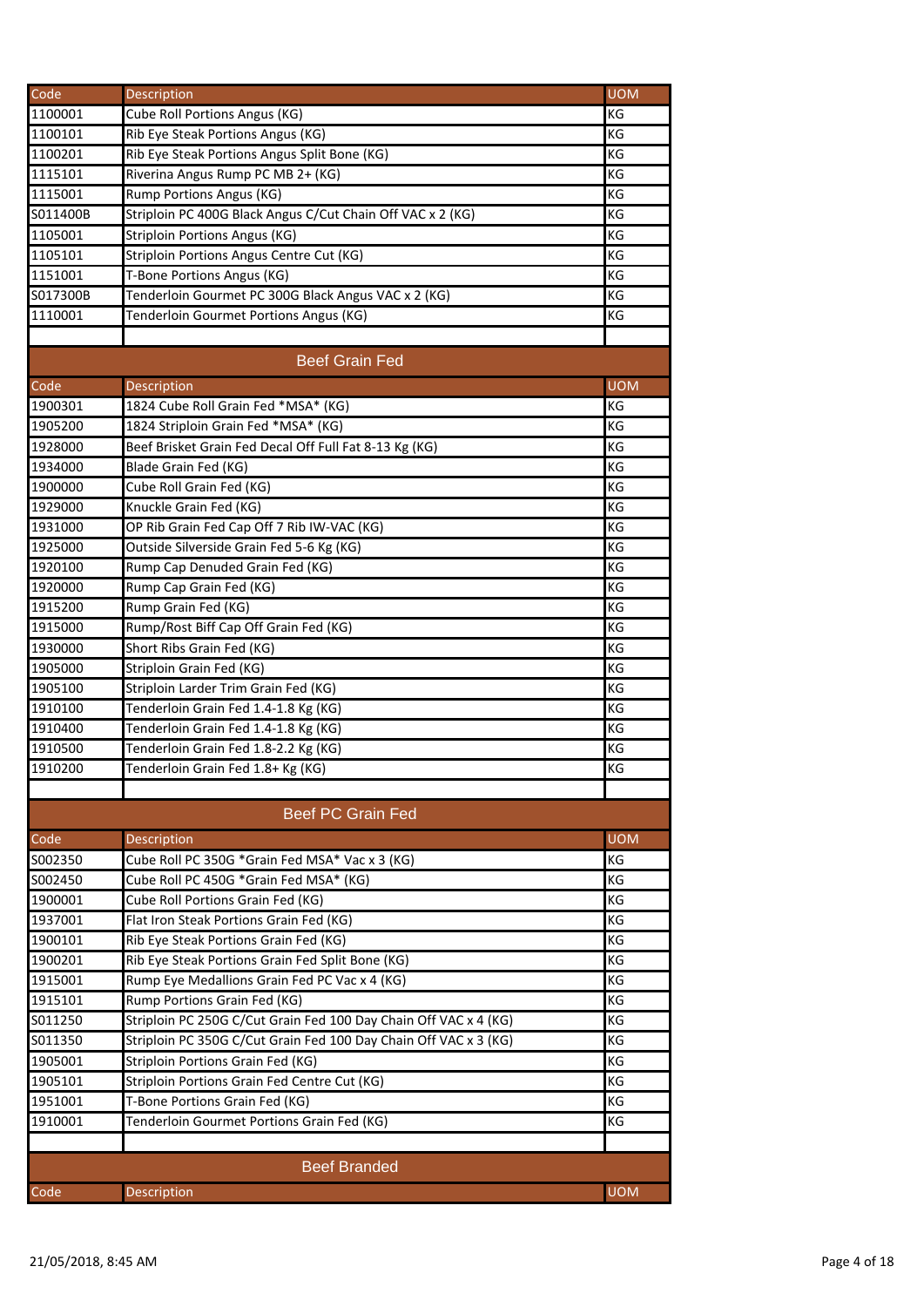| Code | Description | UOM |
|---|---|---|
| 1100001 | Cube Roll Portions Angus (KG) | KG |
| 1100101 | Rib Eye Steak Portions Angus (KG) | KG |
| 1100201 | Rib Eye Steak Portions Angus Split Bone (KG) | KG |
| 1115101 | Riverina Angus Rump PC MB 2+ (KG) | KG |
| 1115001 | Rump Portions Angus (KG) | KG |
| S011400B | Striploin PC 400G Black Angus C/Cut Chain Off VAC x 2 (KG) | KG |
| 1105001 | Striploin Portions Angus (KG) | KG |
| 1105101 | Striploin Portions Angus Centre Cut (KG) | KG |
| 1151001 | T-Bone Portions Angus (KG) | KG |
| S017300B | Tenderloin Gourmet PC 300G Black Angus VAC x 2 (KG) | KG |
| 1110001 | Tenderloin Gourmet Portions Angus (KG) | KG |

## Beef Grain Fed

| Code | Description | UOM |
|---|---|---|
| 1900301 | 1824 Cube Roll Grain Fed *MSA* (KG) | KG |
| 1905200 | 1824 Striploin Grain Fed *MSA* (KG) | KG |
| 1928000 | Beef Brisket Grain Fed Decal Off Full Fat 8-13 Kg (KG) | KG |
| 1934000 | Blade Grain Fed (KG) | KG |
| 1900000 | Cube Roll Grain Fed (KG) | KG |
| 1929000 | Knuckle Grain Fed (KG) | KG |
| 1931000 | OP Rib Grain Fed Cap Off 7 Rib IW-VAC (KG) | KG |
| 1925000 | Outside Silverside Grain Fed 5-6 Kg (KG) | KG |
| 1920100 | Rump Cap Denuded Grain Fed (KG) | KG |
| 1920000 | Rump Cap Grain Fed (KG) | KG |
| 1915200 | Rump Grain Fed (KG) | KG |
| 1915000 | Rump/Rost Biff Cap Off Grain Fed (KG) | KG |
| 1930000 | Short Ribs Grain Fed (KG) | KG |
| 1905000 | Striploin Grain Fed (KG) | KG |
| 1905100 | Striploin Larder Trim Grain Fed (KG) | KG |
| 1910100 | Tenderloin Grain Fed 1.4-1.8 Kg (KG) | KG |
| 1910400 | Tenderloin Grain Fed 1.4-1.8 Kg (KG) | KG |
| 1910500 | Tenderloin Grain Fed 1.8-2.2 Kg (KG) | KG |
| 1910200 | Tenderloin Grain Fed 1.8+ Kg (KG) | KG |

## Beef PC Grain Fed

| Code | Description | UOM |
|---|---|---|
| S002350 | Cube Roll PC 350G *Grain Fed MSA* Vac x 3 (KG) | KG |
| S002450 | Cube Roll PC 450G *Grain Fed MSA* (KG) | KG |
| 1900001 | Cube Roll Portions Grain Fed (KG) | KG |
| 1937001 | Flat Iron Steak Portions Grain Fed (KG) | KG |
| 1900101 | Rib Eye Steak Portions Grain Fed (KG) | KG |
| 1900201 | Rib Eye Steak Portions Grain Fed Split Bone (KG) | KG |
| 1915001 | Rump Eye Medallions Grain Fed PC Vac x 4 (KG) | KG |
| 1915101 | Rump Portions Grain Fed (KG) | KG |
| S011250 | Striploin PC 250G C/Cut Grain Fed 100 Day Chain Off VAC x 4 (KG) | KG |
| S011350 | Striploin PC 350G C/Cut Grain Fed 100 Day Chain Off VAC x 3 (KG) | KG |
| 1905001 | Striploin Portions Grain Fed (KG) | KG |
| 1905101 | Striploin Portions Grain Fed Centre Cut (KG) | KG |
| 1951001 | T-Bone Portions Grain Fed (KG) | KG |
| 1910001 | Tenderloin Gourmet Portions Grain Fed (KG) | KG |

## Beef Branded

| Code | Description | UOM |
|---|---|---|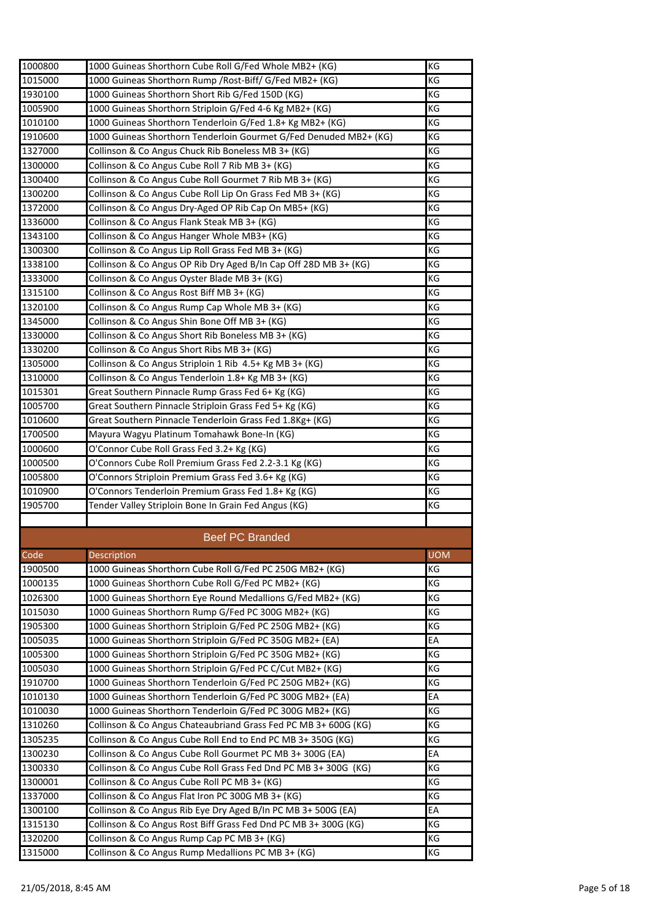| | | |
|---|---|---|
| 1000800 | 1000 Guineas Shorthorn Cube Roll G/Fed Whole MB2+ (KG) | KG |
| 1015000 | 1000 Guineas Shorthorn Rump /Rost-Biff/ G/Fed MB2+ (KG) | KG |
| 1930100 | 1000 Guineas Shorthorn Short Rib G/Fed 150D (KG) | KG |
| 1005900 | 1000 Guineas Shorthorn Striploin G/Fed 4-6 Kg MB2+ (KG) | KG |
| 1010100 | 1000 Guineas Shorthorn Tenderloin G/Fed 1.8+ Kg MB2+ (KG) | KG |
| 1910600 | 1000 Guineas Shorthorn Tenderloin Gourmet G/Fed Denuded MB2+ (KG) | KG |
| 1327000 | Collinson & Co Angus Chuck Rib Boneless MB 3+ (KG) | KG |
| 1300000 | Collinson & Co Angus Cube Roll 7 Rib MB 3+ (KG) | KG |
| 1300400 | Collinson & Co Angus Cube Roll Gourmet 7 Rib MB 3+ (KG) | KG |
| 1300200 | Collinson & Co Angus Cube Roll Lip On Grass Fed MB 3+ (KG) | KG |
| 1372000 | Collinson & Co Angus Dry-Aged OP Rib Cap On MB5+ (KG) | KG |
| 1336000 | Collinson & Co Angus Flank Steak MB 3+ (KG) | KG |
| 1343100 | Collinson & Co Angus Hanger Whole MB3+ (KG) | KG |
| 1300300 | Collinson & Co Angus Lip Roll Grass Fed MB 3+ (KG) | KG |
| 1338100 | Collinson & Co Angus OP Rib Dry Aged B/In Cap Off 28D MB 3+ (KG) | KG |
| 1333000 | Collinson & Co Angus Oyster Blade MB 3+ (KG) | KG |
| 1315100 | Collinson & Co Angus Rost Biff MB 3+ (KG) | KG |
| 1320100 | Collinson & Co Angus Rump Cap Whole MB 3+ (KG) | KG |
| 1345000 | Collinson & Co Angus Shin Bone Off MB 3+ (KG) | KG |
| 1330000 | Collinson & Co Angus Short Rib Boneless MB 3+ (KG) | KG |
| 1330200 | Collinson & Co Angus Short Ribs MB 3+ (KG) | KG |
| 1305000 | Collinson & Co Angus Striploin 1 Rib 4.5+ Kg MB 3+ (KG) | KG |
| 1310000 | Collinson & Co Angus Tenderloin 1.8+ Kg MB 3+ (KG) | KG |
| 1015301 | Great Southern Pinnacle Rump Grass Fed 6+ Kg (KG) | KG |
| 1005700 | Great Southern Pinnacle Striploin Grass Fed 5+ Kg (KG) | KG |
| 1010600 | Great Southern Pinnacle Tenderloin Grass Fed 1.8Kg+ (KG) | KG |
| 1700500 | Mayura Wagyu Platinum Tomahawk Bone-In (KG) | KG |
| 1000600 | O'Connor Cube Roll Grass Fed 3.2+ Kg (KG) | KG |
| 1000500 | O'Connors Cube Roll Premium Grass Fed 2.2-3.1 Kg (KG) | KG |
| 1005800 | O'Connors Striploin Premium Grass Fed 3.6+ Kg (KG) | KG |
| 1010900 | O'Connors Tenderloin Premium Grass Fed 1.8+ Kg (KG) | KG |
| 1905700 | Tender Valley Striploin Bone In Grain Fed Angus (KG) | KG |

## Beef PC Branded

| Code | Description | UOM |
|---|---|---|
| 1900500 | 1000 Guineas Shorthorn Cube Roll G/Fed PC 250G MB2+ (KG) | KG |
| 1000135 | 1000 Guineas Shorthorn Cube Roll G/Fed PC MB2+ (KG) | KG |
| 1026300 | 1000 Guineas Shorthorn Eye Round Medallions G/Fed MB2+ (KG) | KG |
| 1015030 | 1000 Guineas Shorthorn Rump G/Fed PC 300G MB2+ (KG) | KG |
| 1905300 | 1000 Guineas Shorthorn Striploin G/Fed PC 250G MB2+ (KG) | KG |
| 1005035 | 1000 Guineas Shorthorn Striploin G/Fed PC 350G MB2+ (EA) | EA |
| 1005300 | 1000 Guineas Shorthorn Striploin G/Fed PC 350G MB2+ (KG) | KG |
| 1005030 | 1000 Guineas Shorthorn Striploin G/Fed PC C/Cut MB2+ (KG) | KG |
| 1910700 | 1000 Guineas Shorthorn Tenderloin G/Fed PC 250G MB2+ (KG) | KG |
| 1010130 | 1000 Guineas Shorthorn Tenderloin G/Fed PC 300G MB2+ (EA) | EA |
| 1010030 | 1000 Guineas Shorthorn Tenderloin G/Fed PC 300G MB2+ (KG) | KG |
| 1310260 | Collinson & Co Angus Chateaubriand Grass Fed PC MB 3+ 600G (KG) | KG |
| 1305235 | Collinson & Co Angus Cube Roll End to End PC MB 3+ 350G (KG) | KG |
| 1300230 | Collinson & Co Angus Cube Roll Gourmet PC MB 3+ 300G (EA) | EA |
| 1300330 | Collinson & Co Angus Cube Roll Grass Fed Dnd PC MB 3+ 300G (KG) | KG |
| 1300001 | Collinson & Co Angus Cube Roll PC MB 3+ (KG) | KG |
| 1337000 | Collinson & Co Angus Flat Iron PC 300G MB 3+ (KG) | KG |
| 1300100 | Collinson & Co Angus Rib Eye Dry Aged B/In PC MB 3+ 500G (EA) | EA |
| 1315130 | Collinson & Co Angus Rost Biff Grass Fed Dnd PC MB 3+ 300G (KG) | KG |
| 1320200 | Collinson & Co Angus Rump Cap PC MB 3+ (KG) | KG |
| 1315000 | Collinson & Co Angus Rump Medallions PC MB 3+ (KG) | KG |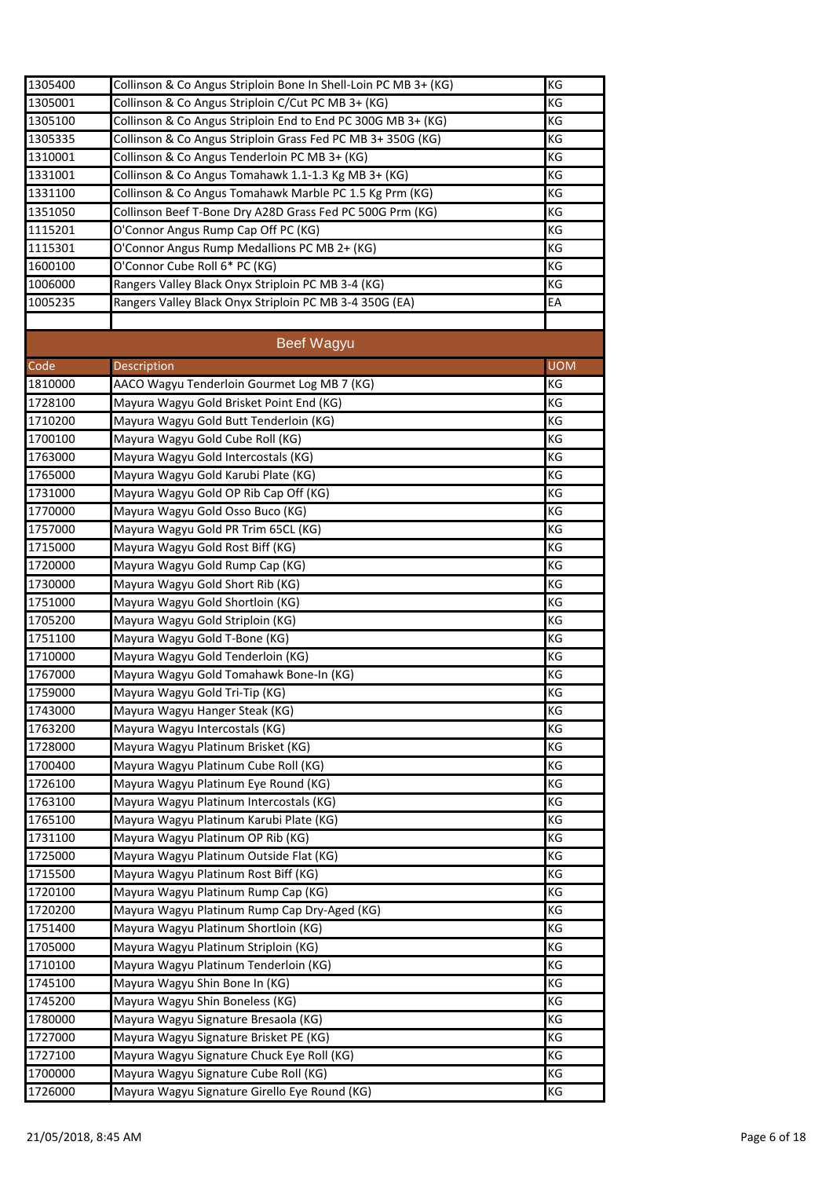| | | |
|---|---|---|
| 1305400 | Collinson & Co Angus Striploin Bone In Shell-Loin PC MB 3+ (KG) | KG |
| 1305001 | Collinson & Co Angus Striploin C/Cut PC MB 3+ (KG) | KG |
| 1305100 | Collinson & Co Angus Striploin End to End PC 300G MB 3+ (KG) | KG |
| 1305335 | Collinson & Co Angus Striploin Grass Fed PC MB 3+ 350G (KG) | KG |
| 1310001 | Collinson & Co Angus Tenderloin PC MB 3+ (KG) | KG |
| 1331001 | Collinson & Co Angus Tomahawk 1.1-1.3 Kg MB 3+ (KG) | KG |
| 1331100 | Collinson & Co Angus Tomahawk Marble PC 1.5 Kg Prm (KG) | KG |
| 1351050 | Collinson Beef T-Bone Dry A28D Grass Fed PC 500G Prm (KG) | KG |
| 1115201 | O'Connor Angus Rump Cap Off PC (KG) | KG |
| 1115301 | O'Connor Angus Rump Medallions PC MB 2+ (KG) | KG |
| 1600100 | O'Connor Cube Roll 6* PC (KG) | KG |
| 1006000 | Rangers Valley Black Onyx Striploin PC MB 3-4 (KG) | KG |
| 1005235 | Rangers Valley Black Onyx Striploin PC MB 3-4 350G (EA) | EA |

## Beef Wagyu

| Code | Description | UOM |
|---|---|---|
| 1810000 | AACO Wagyu Tenderloin Gourmet Log MB 7 (KG) | KG |
| 1728100 | Mayura Wagyu Gold Brisket Point End (KG) | KG |
| 1710200 | Mayura Wagyu Gold Butt Tenderloin (KG) | KG |
| 1700100 | Mayura Wagyu Gold Cube Roll (KG) | KG |
| 1763000 | Mayura Wagyu Gold Intercostals (KG) | KG |
| 1765000 | Mayura Wagyu Gold Karubi Plate (KG) | KG |
| 1731000 | Mayura Wagyu Gold OP Rib Cap Off (KG) | KG |
| 1770000 | Mayura Wagyu Gold Osso Buco (KG) | KG |
| 1757000 | Mayura Wagyu Gold PR Trim 65CL (KG) | KG |
| 1715000 | Mayura Wagyu Gold Rost Biff (KG) | KG |
| 1720000 | Mayura Wagyu Gold Rump Cap (KG) | KG |
| 1730000 | Mayura Wagyu Gold Short Rib (KG) | KG |
| 1751000 | Mayura Wagyu Gold Shortloin (KG) | KG |
| 1705200 | Mayura Wagyu Gold Striploin (KG) | KG |
| 1751100 | Mayura Wagyu Gold T-Bone (KG) | KG |
| 1710000 | Mayura Wagyu Gold Tenderloin (KG) | KG |
| 1767000 | Mayura Wagyu Gold Tomahawk Bone-In (KG) | KG |
| 1759000 | Mayura Wagyu Gold Tri-Tip (KG) | KG |
| 1743000 | Mayura Wagyu Hanger Steak (KG) | KG |
| 1763200 | Mayura Wagyu Intercostals (KG) | KG |
| 1728000 | Mayura Wagyu Platinum Brisket (KG) | KG |
| 1700400 | Mayura Wagyu Platinum Cube Roll (KG) | KG |
| 1726100 | Mayura Wagyu Platinum Eye Round (KG) | KG |
| 1763100 | Mayura Wagyu Platinum Intercostals (KG) | KG |
| 1765100 | Mayura Wagyu Platinum Karubi Plate (KG) | KG |
| 1731100 | Mayura Wagyu Platinum OP Rib (KG) | KG |
| 1725000 | Mayura Wagyu Platinum Outside Flat (KG) | KG |
| 1715500 | Mayura Wagyu Platinum Rost Biff (KG) | KG |
| 1720100 | Mayura Wagyu Platinum Rump Cap (KG) | KG |
| 1720200 | Mayura Wagyu Platinum Rump Cap Dry-Aged (KG) | KG |
| 1751400 | Mayura Wagyu Platinum Shortloin (KG) | KG |
| 1705000 | Mayura Wagyu Platinum Striploin (KG) | KG |
| 1710100 | Mayura Wagyu Platinum Tenderloin (KG) | KG |
| 1745100 | Mayura Wagyu Shin Bone In (KG) | KG |
| 1745200 | Mayura Wagyu Shin Boneless (KG) | KG |
| 1780000 | Mayura Wagyu Signature Bresaola (KG) | KG |
| 1727000 | Mayura Wagyu Signature Brisket PE (KG) | KG |
| 1727100 | Mayura Wagyu Signature Chuck Eye Roll (KG) | KG |
| 1700000 | Mayura Wagyu Signature Cube Roll (KG) | KG |
| 1726000 | Mayura Wagyu Signature Girello Eye Round (KG) | KG |

21/05/2018, 8:45 AM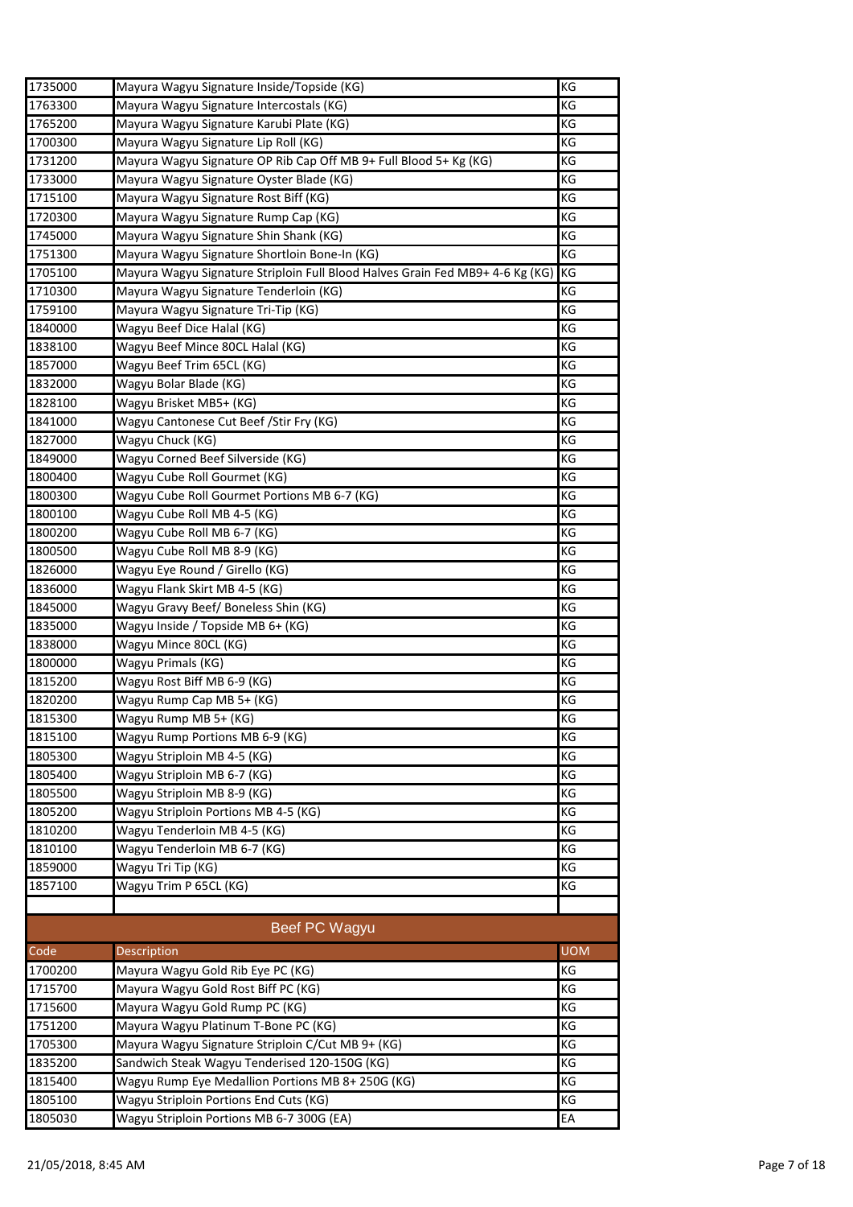| | | |
|---|---|---|
| 1735000 | Mayura Wagyu Signature Inside/Topside (KG) | KG |
| 1763300 | Mayura Wagyu Signature Intercostals (KG) | KG |
| 1765200 | Mayura Wagyu Signature Karubi Plate (KG) | KG |
| 1700300 | Mayura Wagyu Signature Lip Roll (KG) | KG |
| 1731200 | Mayura Wagyu Signature OP Rib Cap Off MB 9+ Full Blood 5+ Kg (KG) | KG |
| 1733000 | Mayura Wagyu Signature Oyster Blade (KG) | KG |
| 1715100 | Mayura Wagyu Signature Rost Biff (KG) | KG |
| 1720300 | Mayura Wagyu Signature Rump Cap (KG) | KG |
| 1745000 | Mayura Wagyu Signature Shin Shank (KG) | KG |
| 1751300 | Mayura Wagyu Signature Shortloin Bone-In (KG) | KG |
| 1705100 | Mayura Wagyu Signature Striploin Full Blood Halves Grain Fed MB9+ 4-6 Kg (KG) | KG |
| 1710300 | Mayura Wagyu Signature Tenderloin (KG) | KG |
| 1759100 | Mayura Wagyu Signature Tri-Tip (KG) | KG |
| 1840000 | Wagyu Beef Dice Halal (KG) | KG |
| 1838100 | Wagyu Beef Mince 80CL Halal (KG) | KG |
| 1857000 | Wagyu Beef Trim 65CL (KG) | KG |
| 1832000 | Wagyu Bolar Blade (KG) | KG |
| 1828100 | Wagyu Brisket MB5+ (KG) | KG |
| 1841000 | Wagyu Cantonese Cut Beef /Stir Fry (KG) | KG |
| 1827000 | Wagyu Chuck (KG) | KG |
| 1849000 | Wagyu Corned Beef Silverside (KG) | KG |
| 1800400 | Wagyu Cube Roll Gourmet (KG) | KG |
| 1800300 | Wagyu Cube Roll Gourmet Portions MB 6-7 (KG) | KG |
| 1800100 | Wagyu Cube Roll MB 4-5 (KG) | KG |
| 1800200 | Wagyu Cube Roll MB 6-7 (KG) | KG |
| 1800500 | Wagyu Cube Roll MB 8-9 (KG) | KG |
| 1826000 | Wagyu Eye Round / Girello (KG) | KG |
| 1836000 | Wagyu Flank Skirt MB 4-5 (KG) | KG |
| 1845000 | Wagyu Gravy Beef/ Boneless Shin (KG) | KG |
| 1835000 | Wagyu Inside / Topside MB 6+ (KG) | KG |
| 1838000 | Wagyu Mince 80CL (KG) | KG |
| 1800000 | Wagyu Primals (KG) | KG |
| 1815200 | Wagyu Rost Biff MB 6-9 (KG) | KG |
| 1820200 | Wagyu Rump Cap MB 5+ (KG) | KG |
| 1815300 | Wagyu Rump MB 5+ (KG) | KG |
| 1815100 | Wagyu Rump Portions MB 6-9 (KG) | KG |
| 1805300 | Wagyu Striploin MB 4-5 (KG) | KG |
| 1805400 | Wagyu Striploin MB 6-7 (KG) | KG |
| 1805500 | Wagyu Striploin MB 8-9 (KG) | KG |
| 1805200 | Wagyu Striploin Portions MB 4-5 (KG) | KG |
| 1810200 | Wagyu Tenderloin MB 4-5 (KG) | KG |
| 1810100 | Wagyu Tenderloin MB 6-7 (KG) | KG |
| 1859000 | Wagyu Tri Tip (KG) | KG |
| 1857100 | Wagyu Trim P 65CL (KG) | KG |

## Beef PC Wagyu

| Code | Description | UOM |
|---|---|---|
| 1700200 | Mayura Wagyu Gold Rib Eye PC (KG) | KG |
| 1715700 | Mayura Wagyu Gold Rost Biff PC (KG) | KG |
| 1715600 | Mayura Wagyu Gold Rump PC (KG) | KG |
| 1751200 | Mayura Wagyu Platinum T-Bone PC (KG) | KG |
| 1705300 | Mayura Wagyu Signature Striploin C/Cut MB 9+ (KG) | KG |
| 1835200 | Sandwich Steak Wagyu Tenderised 120-150G (KG) | KG |
| 1815400 | Wagyu Rump Eye Medallion Portions MB 8+ 250G (KG) | KG |
| 1805100 | Wagyu Striploin Portions End Cuts (KG) | KG |
| 1805030 | Wagyu Striploin Portions MB 6-7 300G (EA) | EA |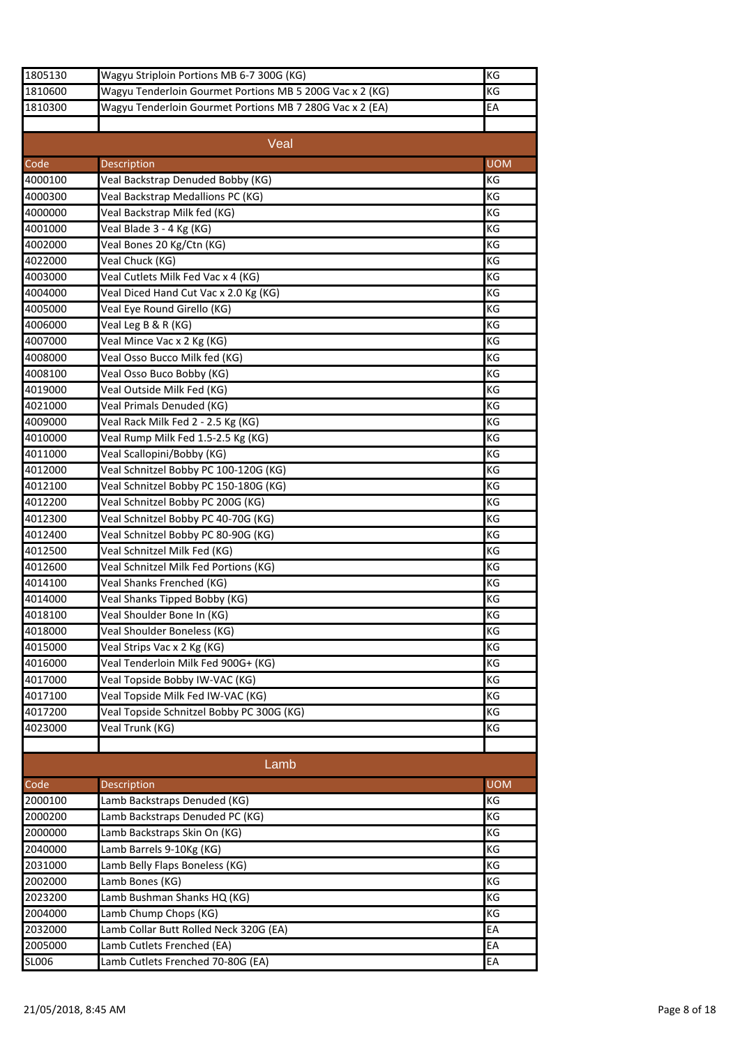| Code | Description | UOM |
|---|---|---|
| 1805130 | Wagyu Striploin Portions MB 6-7 300G (KG) | KG |
| 1810600 | Wagyu Tenderloin Gourmet Portions MB 5 200G Vac x 2 (KG) | KG |
| 1810300 | Wagyu Tenderloin Gourmet Portions MB 7 280G Vac x 2 (EA) | EA |

## Veal

| Code | Description | UOM |
|---|---|---|
| 4000100 | Veal Backstrap Denuded Bobby (KG) | KG |
| 4000300 | Veal Backstrap Medallions PC (KG) | KG |
| 4000000 | Veal Backstrap Milk fed (KG) | KG |
| 4001000 | Veal Blade 3 - 4 Kg (KG) | KG |
| 4002000 | Veal Bones 20 Kg/Ctn (KG) | KG |
| 4022000 | Veal Chuck (KG) | KG |
| 4003000 | Veal Cutlets Milk Fed Vac x 4 (KG) | KG |
| 4004000 | Veal Diced Hand Cut Vac x 2.0 Kg (KG) | KG |
| 4005000 | Veal Eye Round Girello (KG) | KG |
| 4006000 | Veal Leg B & R (KG) | KG |
| 4007000 | Veal Mince Vac x 2 Kg (KG) | KG |
| 4008000 | Veal Osso Bucco Milk fed (KG) | KG |
| 4008100 | Veal Osso Buco Bobby (KG) | KG |
| 4019000 | Veal Outside Milk Fed (KG) | KG |
| 4021000 | Veal Primals Denuded (KG) | KG |
| 4009000 | Veal Rack Milk Fed 2 - 2.5 Kg (KG) | KG |
| 4010000 | Veal Rump Milk Fed 1.5-2.5 Kg (KG) | KG |
| 4011000 | Veal Scallopini/Bobby (KG) | KG |
| 4012000 | Veal Schnitzel Bobby PC 100-120G (KG) | KG |
| 4012100 | Veal Schnitzel Bobby PC 150-180G (KG) | KG |
| 4012200 | Veal Schnitzel Bobby PC 200G (KG) | KG |
| 4012300 | Veal Schnitzel Bobby PC 40-70G (KG) | KG |
| 4012400 | Veal Schnitzel Bobby PC 80-90G (KG) | KG |
| 4012500 | Veal Schnitzel Milk Fed (KG) | KG |
| 4012600 | Veal Schnitzel Milk Fed Portions (KG) | KG |
| 4014100 | Veal Shanks Frenched (KG) | KG |
| 4014000 | Veal Shanks Tipped Bobby (KG) | KG |
| 4018100 | Veal Shoulder Bone In (KG) | KG |
| 4018000 | Veal Shoulder Boneless (KG) | KG |
| 4015000 | Veal Strips Vac x 2 Kg (KG) | KG |
| 4016000 | Veal Tenderloin Milk Fed 900G+ (KG) | KG |
| 4017000 | Veal Topside Bobby IW-VAC (KG) | KG |
| 4017100 | Veal Topside Milk Fed IW-VAC (KG) | KG |
| 4017200 | Veal Topside Schnitzel Bobby PC 300G (KG) | KG |
| 4023000 | Veal Trunk (KG) | KG |

## Lamb

| Code | Description | UOM |
|---|---|---|
| 2000100 | Lamb Backstraps Denuded (KG) | KG |
| 2000200 | Lamb Backstraps Denuded PC (KG) | KG |
| 2000000 | Lamb Backstraps Skin On (KG) | KG |
| 2040000 | Lamb Barrels 9-10Kg (KG) | KG |
| 2031000 | Lamb Belly Flaps Boneless (KG) | KG |
| 2002000 | Lamb Bones (KG) | KG |
| 2023200 | Lamb Bushman Shanks HQ (KG) | KG |
| 2004000 | Lamb Chump Chops (KG) | KG |
| 2032000 | Lamb Collar Butt Rolled Neck 320G (EA) | EA |
| 2005000 | Lamb Cutlets Frenched (EA) | EA |
| SL006 | Lamb Cutlets Frenched 70-80G (EA) | EA |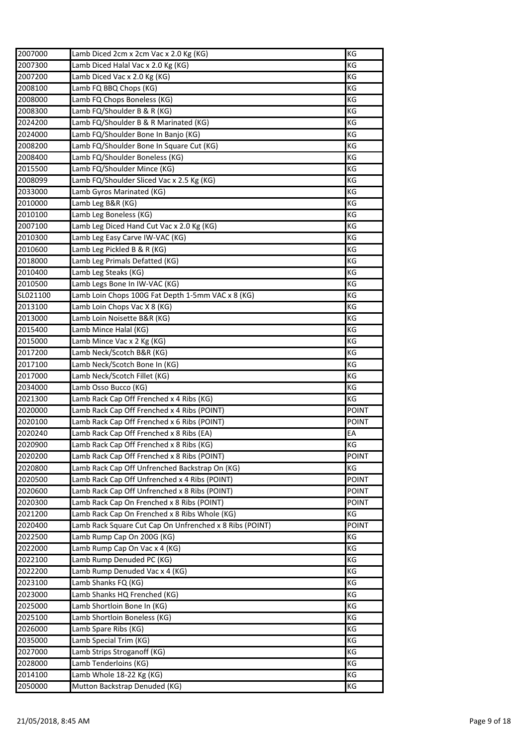| | | |
|---|---|---|
| 2007000 | Lamb Diced 2cm x 2cm Vac x 2.0 Kg (KG) | KG |
| 2007300 | Lamb Diced Halal Vac x 2.0 Kg (KG) | KG |
| 2007200 | Lamb Diced Vac x 2.0 Kg (KG) | KG |
| 2008100 | Lamb FQ BBQ Chops (KG) | KG |
| 2008000 | Lamb FQ Chops Boneless (KG) | KG |
| 2008300 | Lamb FQ/Shoulder B & R (KG) | KG |
| 2024200 | Lamb FQ/Shoulder B & R Marinated (KG) | KG |
| 2024000 | Lamb FQ/Shoulder Bone In Banjo (KG) | KG |
| 2008200 | Lamb FQ/Shoulder Bone In Square Cut (KG) | KG |
| 2008400 | Lamb FQ/Shoulder Boneless (KG) | KG |
| 2015500 | Lamb FQ/Shoulder Mince (KG) | KG |
| 2008099 | Lamb FQ/Shoulder Sliced Vac x 2.5 Kg (KG) | KG |
| 2033000 | Lamb Gyros Marinated (KG) | KG |
| 2010000 | Lamb Leg B&R (KG) | KG |
| 2010100 | Lamb Leg Boneless (KG) | KG |
| 2007100 | Lamb Leg Diced Hand Cut Vac x 2.0 Kg (KG) | KG |
| 2010300 | Lamb Leg Easy Carve IW-VAC (KG) | KG |
| 2010600 | Lamb Leg Pickled B & R (KG) | KG |
| 2018000 | Lamb Leg Primals Defatted (KG) | KG |
| 2010400 | Lamb Leg Steaks (KG) | KG |
| 2010500 | Lamb Legs Bone In IW-VAC (KG) | KG |
| SL021100 | Lamb Loin Chops 100G Fat Depth 1-5mm VAC x 8 (KG) | KG |
| 2013100 | Lamb Loin Chops Vac X 8 (KG) | KG |
| 2013000 | Lamb Loin Noisette B&R (KG) | KG |
| 2015400 | Lamb Mince Halal (KG) | KG |
| 2015000 | Lamb Mince Vac x 2 Kg (KG) | KG |
| 2017200 | Lamb Neck/Scotch B&R (KG) | KG |
| 2017100 | Lamb Neck/Scotch Bone In (KG) | KG |
| 2017000 | Lamb Neck/Scotch Fillet (KG) | KG |
| 2034000 | Lamb Osso Bucco (KG) | KG |
| 2021300 | Lamb Rack Cap Off Frenched x 4 Ribs (KG) | KG |
| 2020000 | Lamb Rack Cap Off Frenched x 4 Ribs (POINT) | POINT |
| 2020100 | Lamb Rack Cap Off Frenched x 6 Ribs (POINT) | POINT |
| 2020240 | Lamb Rack Cap Off Frenched x 8 Ribs (EA) | EA |
| 2020900 | Lamb Rack Cap Off Frenched x 8 Ribs (KG) | KG |
| 2020200 | Lamb Rack Cap Off Frenched x 8 Ribs (POINT) | POINT |
| 2020800 | Lamb Rack Cap Off Unfrenched Backstrap On (KG) | KG |
| 2020500 | Lamb Rack Cap Off Unfrenched x 4 Ribs (POINT) | POINT |
| 2020600 | Lamb Rack Cap Off Unfrenched x 8 Ribs (POINT) | POINT |
| 2020300 | Lamb Rack Cap On Frenched x 8 Ribs (POINT) | POINT |
| 2021200 | Lamb Rack Cap On Frenched x 8 Ribs Whole (KG) | KG |
| 2020400 | Lamb Rack Square Cut Cap On Unfrenched x 8 Ribs (POINT) | POINT |
| 2022500 | Lamb Rump Cap On 200G (KG) | KG |
| 2022000 | Lamb Rump Cap On Vac x 4 (KG) | KG |
| 2022100 | Lamb Rump Denuded PC (KG) | KG |
| 2022200 | Lamb Rump Denuded Vac x 4 (KG) | KG |
| 2023100 | Lamb Shanks FQ (KG) | KG |
| 2023000 | Lamb Shanks HQ Frenched (KG) | KG |
| 2025000 | Lamb Shortloin Bone In (KG) | KG |
| 2025100 | Lamb Shortloin Boneless (KG) | KG |
| 2026000 | Lamb Spare Ribs (KG) | KG |
| 2035000 | Lamb Special Trim (KG) | KG |
| 2027000 | Lamb Strips Stroganoff (KG) | KG |
| 2028000 | Lamb Tenderloins (KG) | KG |
| 2014100 | Lamb Whole 18-22 Kg (KG) | KG |
| 2050000 | Mutton Backstrap Denuded (KG) | KG |

21/05/2018, 8:45 AM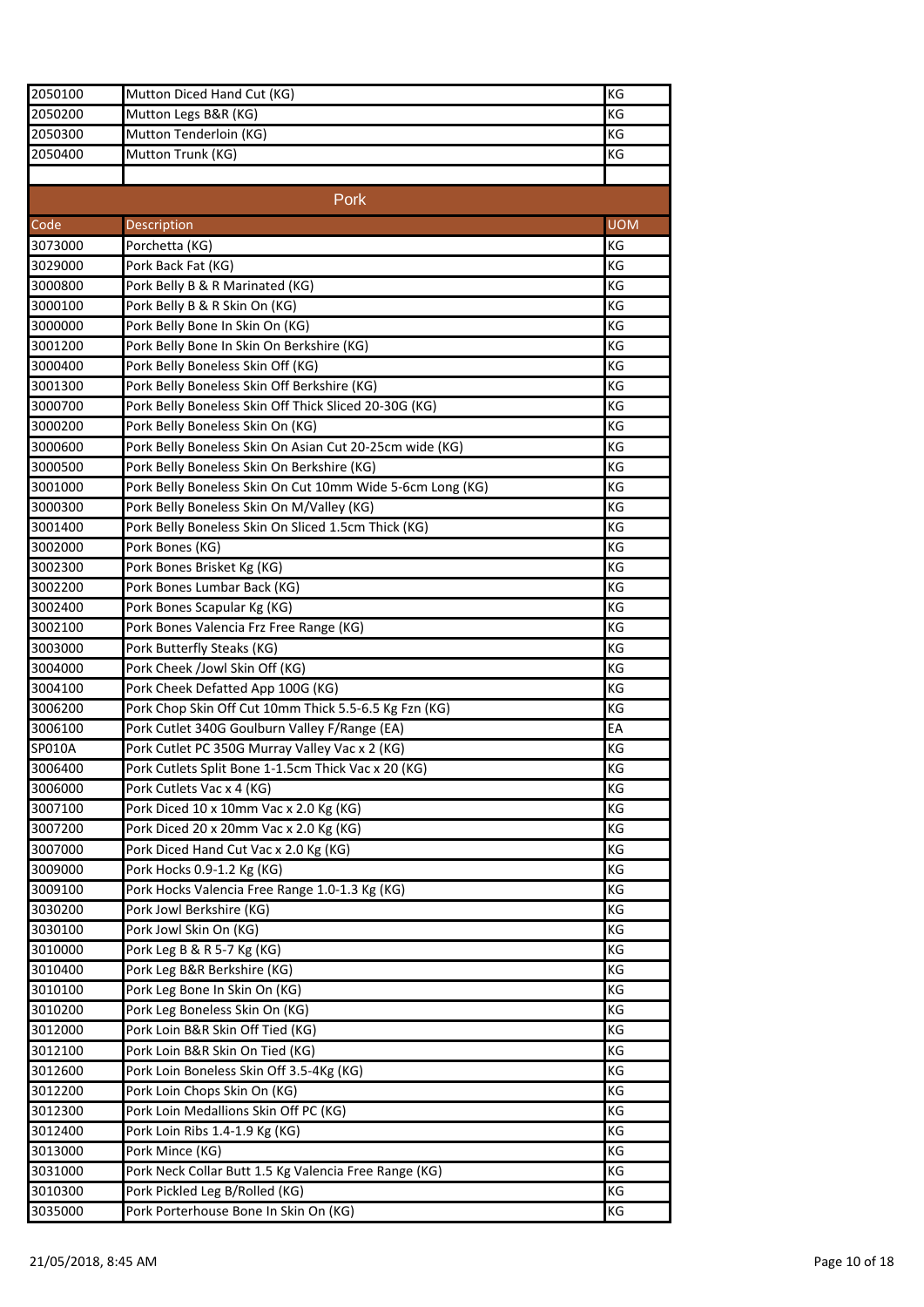| | | |
|---|---|---|
| 2050100 | Mutton Diced Hand Cut (KG) | KG |
| 2050200 | Mutton Legs B&R (KG) | KG |
| 2050300 | Mutton Tenderloin (KG) | KG |
| 2050400 | Mutton Trunk (KG) | KG |
| | | |

## Pork

| Code | Description | UOM |
|---|---|---|
| 3073000 | Porchetta (KG) | KG |
| 3029000 | Pork Back Fat (KG) | KG |
| 3000800 | Pork Belly B & R Marinated (KG) | KG |
| 3000100 | Pork Belly B & R Skin On (KG) | KG |
| 3000000 | Pork Belly Bone In Skin On (KG) | KG |
| 3001200 | Pork Belly Bone In Skin On Berkshire (KG) | KG |
| 3000400 | Pork Belly Boneless Skin Off (KG) | KG |
| 3001300 | Pork Belly Boneless Skin Off Berkshire (KG) | KG |
| 3000700 | Pork Belly Boneless Skin Off Thick Sliced 20-30G (KG) | KG |
| 3000200 | Pork Belly Boneless Skin On (KG) | KG |
| 3000600 | Pork Belly Boneless Skin On Asian Cut 20-25cm wide (KG) | KG |
| 3000500 | Pork Belly Boneless Skin On Berkshire (KG) | KG |
| 3001000 | Pork Belly Boneless Skin On Cut 10mm Wide 5-6cm Long (KG) | KG |
| 3000300 | Pork Belly Boneless Skin On M/Valley (KG) | KG |
| 3001400 | Pork Belly Boneless Skin On Sliced 1.5cm Thick (KG) | KG |
| 3002000 | Pork Bones (KG) | KG |
| 3002300 | Pork Bones Brisket Kg (KG) | KG |
| 3002200 | Pork Bones Lumbar Back (KG) | KG |
| 3002400 | Pork Bones Scapular Kg (KG) | KG |
| 3002100 | Pork Bones Valencia Frz Free Range (KG) | KG |
| 3003000 | Pork Butterfly Steaks (KG) | KG |
| 3004000 | Pork Cheek /Jowl Skin Off (KG) | KG |
| 3004100 | Pork Cheek Defatted App 100G (KG) | KG |
| 3006200 | Pork Chop Skin Off Cut 10mm Thick 5.5-6.5 Kg Fzn (KG) | KG |
| 3006100 | Pork Cutlet 340G Goulburn Valley F/Range (EA) | EA |
| SP010A | Pork Cutlet PC 350G Murray Valley Vac x 2 (KG) | KG |
| 3006400 | Pork Cutlets Split Bone 1-1.5cm Thick Vac x 20 (KG) | KG |
| 3006000 | Pork Cutlets Vac x 4 (KG) | KG |
| 3007100 | Pork Diced 10 x 10mm Vac x 2.0 Kg (KG) | KG |
| 3007200 | Pork Diced 20 x 20mm Vac x 2.0 Kg (KG) | KG |
| 3007000 | Pork Diced Hand Cut Vac x 2.0 Kg (KG) | KG |
| 3009000 | Pork Hocks 0.9-1.2 Kg (KG) | KG |
| 3009100 | Pork Hocks Valencia Free Range 1.0-1.3 Kg (KG) | KG |
| 3030200 | Pork Jowl Berkshire (KG) | KG |
| 3030100 | Pork Jowl Skin On (KG) | KG |
| 3010000 | Pork Leg B & R 5-7 Kg (KG) | KG |
| 3010400 | Pork Leg B&R Berkshire (KG) | KG |
| 3010100 | Pork Leg Bone In Skin On (KG) | KG |
| 3010200 | Pork Leg Boneless Skin On (KG) | KG |
| 3012000 | Pork Loin B&R Skin Off Tied (KG) | KG |
| 3012100 | Pork Loin B&R Skin On Tied (KG) | KG |
| 3012600 | Pork Loin Boneless Skin Off 3.5-4Kg (KG) | KG |
| 3012200 | Pork Loin Chops Skin On (KG) | KG |
| 3012300 | Pork Loin Medallions Skin Off PC (KG) | KG |
| 3012400 | Pork Loin Ribs 1.4-1.9 Kg (KG) | KG |
| 3013000 | Pork Mince (KG) | KG |
| 3031000 | Pork Neck Collar Butt 1.5 Kg Valencia Free Range (KG) | KG |
| 3010300 | Pork Pickled Leg B/Rolled (KG) | KG |
| 3035000 | Pork Porterhouse Bone In Skin On (KG) | KG |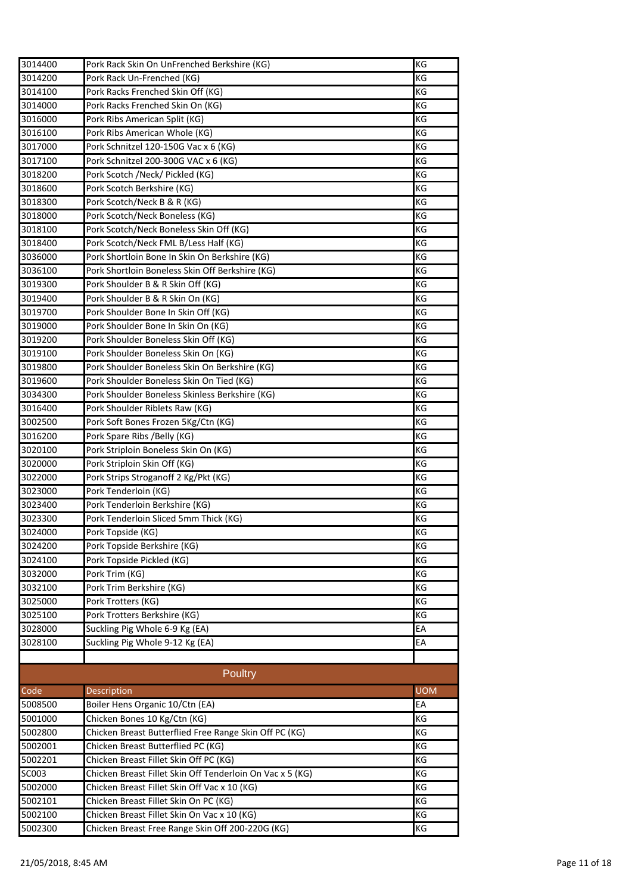| | | |
|---|---|---|
| 3014400 | Pork Rack Skin On UnFrenched Berkshire (KG) | KG |
| 3014200 | Pork Rack Un-Frenched (KG) | KG |
| 3014100 | Pork Racks Frenched Skin Off (KG) | KG |
| 3014000 | Pork Racks Frenched Skin On (KG) | KG |
| 3016000 | Pork Ribs American Split (KG) | KG |
| 3016100 | Pork Ribs American Whole (KG) | KG |
| 3017000 | Pork Schnitzel 120-150G Vac x 6 (KG) | KG |
| 3017100 | Pork Schnitzel 200-300G VAC x 6 (KG) | KG |
| 3018200 | Pork Scotch /Neck/ Pickled (KG) | KG |
| 3018600 | Pork Scotch Berkshire (KG) | KG |
| 3018300 | Pork Scotch/Neck B & R (KG) | KG |
| 3018000 | Pork Scotch/Neck Boneless (KG) | KG |
| 3018100 | Pork Scotch/Neck Boneless Skin Off (KG) | KG |
| 3018400 | Pork Scotch/Neck FML B/Less Half (KG) | KG |
| 3036000 | Pork Shortloin Bone In Skin On Berkshire (KG) | KG |
| 3036100 | Pork Shortloin Boneless Skin Off Berkshire (KG) | KG |
| 3019300 | Pork Shoulder B & R Skin Off (KG) | KG |
| 3019400 | Pork Shoulder B & R Skin On (KG) | KG |
| 3019700 | Pork Shoulder Bone In Skin Off (KG) | KG |
| 3019000 | Pork Shoulder Bone In Skin On (KG) | KG |
| 3019200 | Pork Shoulder Boneless Skin Off (KG) | KG |
| 3019100 | Pork Shoulder Boneless Skin On (KG) | KG |
| 3019800 | Pork Shoulder Boneless Skin On Berkshire (KG) | KG |
| 3019600 | Pork Shoulder Boneless Skin On Tied (KG) | KG |
| 3034300 | Pork Shoulder Boneless Skinless Berkshire (KG) | KG |
| 3016400 | Pork Shoulder Riblets Raw (KG) | KG |
| 3002500 | Pork Soft Bones Frozen 5Kg/Ctn (KG) | KG |
| 3016200 | Pork Spare Ribs /Belly (KG) | KG |
| 3020100 | Pork Striploin Boneless Skin On (KG) | KG |
| 3020000 | Pork Striploin Skin Off (KG) | KG |
| 3022000 | Pork Strips Stroganoff 2 Kg/Pkt (KG) | KG |
| 3023000 | Pork Tenderloin (KG) | KG |
| 3023400 | Pork Tenderloin Berkshire (KG) | KG |
| 3023300 | Pork Tenderloin Sliced 5mm Thick (KG) | KG |
| 3024000 | Pork Topside (KG) | KG |
| 3024200 | Pork Topside Berkshire (KG) | KG |
| 3024100 | Pork Topside Pickled (KG) | KG |
| 3032000 | Pork Trim (KG) | KG |
| 3032100 | Pork Trim Berkshire (KG) | KG |
| 3025000 | Pork Trotters (KG) | KG |
| 3025100 | Pork Trotters Berkshire (KG) | KG |
| 3028000 | Suckling Pig Whole 6-9 Kg (EA) | EA |
| 3028100 | Suckling Pig Whole 9-12 Kg (EA) | EA |

## Poultry

| Code | Description | UOM |
|---|---|---|
| 5008500 | Boiler Hens Organic 10/Ctn (EA) | EA |
| 5001000 | Chicken Bones 10 Kg/Ctn (KG) | KG |
| 5002800 | Chicken Breast Butterflied Free Range Skin Off PC (KG) | KG |
| 5002001 | Chicken Breast Butterflied PC (KG) | KG |
| 5002201 | Chicken Breast Fillet Skin Off PC (KG) | KG |
| SC003 | Chicken Breast Fillet Skin Off Tenderloin On Vac x 5 (KG) | KG |
| 5002000 | Chicken Breast Fillet Skin Off Vac x 10 (KG) | KG |
| 5002101 | Chicken Breast Fillet Skin On PC (KG) | KG |
| 5002100 | Chicken Breast Fillet Skin On Vac x 10 (KG) | KG |
| 5002300 | Chicken Breast Free Range Skin Off 200-220G (KG) | KG |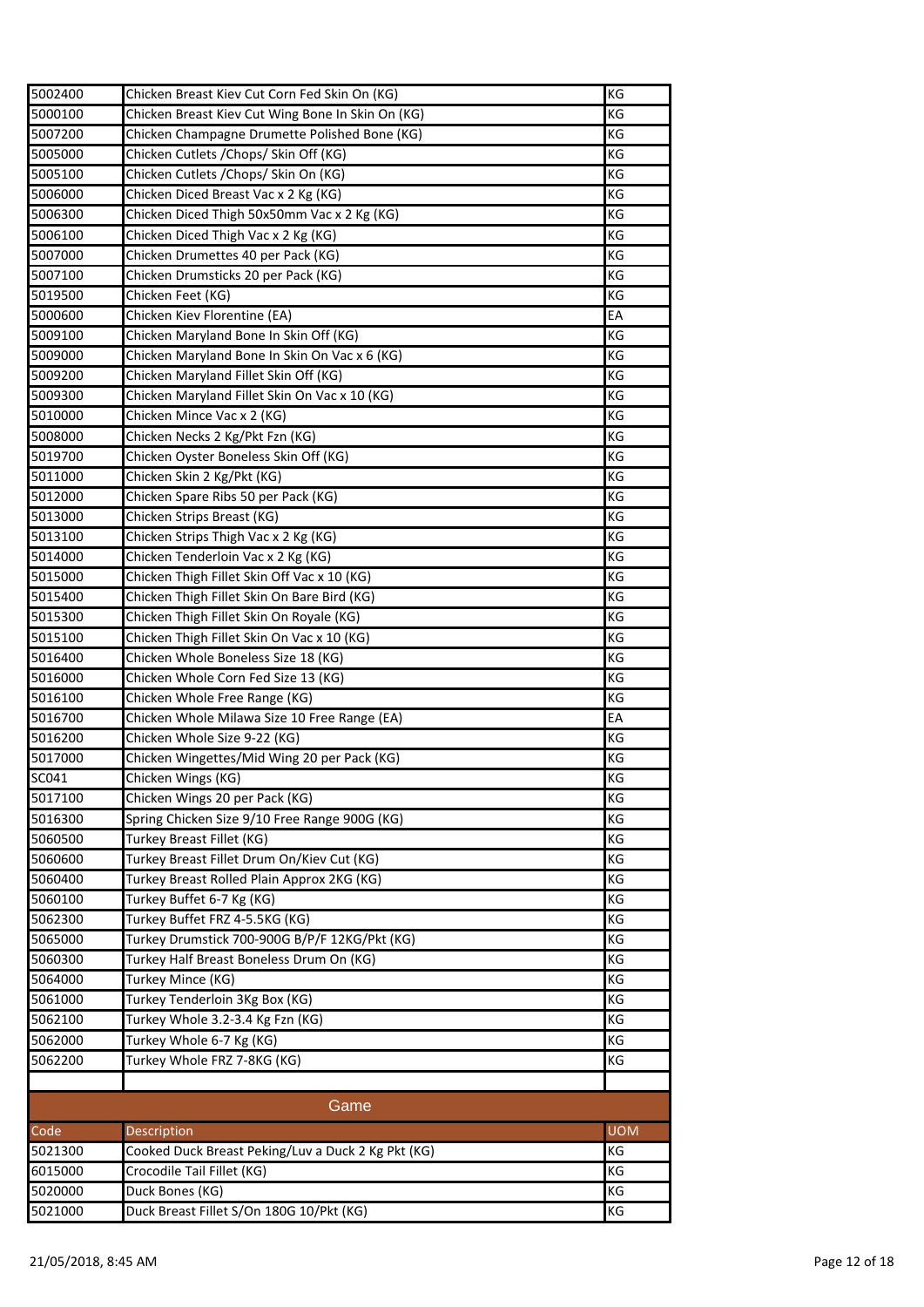| | | |
|---|---|---|
| 5002400 | Chicken Breast Kiev Cut Corn Fed Skin On (KG) | KG |
| 5000100 | Chicken Breast Kiev Cut Wing Bone In Skin On (KG) | KG |
| 5007200 | Chicken Champagne Drumette Polished Bone (KG) | KG |
| 5005000 | Chicken Cutlets /Chops/ Skin Off (KG) | KG |
| 5005100 | Chicken Cutlets /Chops/ Skin On (KG) | KG |
| 5006000 | Chicken Diced Breast Vac x 2 Kg (KG) | KG |
| 5006300 | Chicken Diced Thigh 50x50mm Vac x 2 Kg (KG) | KG |
| 5006100 | Chicken Diced Thigh Vac x 2 Kg (KG) | KG |
| 5007000 | Chicken Drumettes 40 per Pack (KG) | KG |
| 5007100 | Chicken Drumsticks 20 per Pack (KG) | KG |
| 5019500 | Chicken Feet (KG) | KG |
| 5000600 | Chicken Kiev Florentine (EA) | EA |
| 5009100 | Chicken Maryland Bone In Skin Off (KG) | KG |
| 5009000 | Chicken Maryland Bone In Skin On Vac x 6 (KG) | KG |
| 5009200 | Chicken Maryland Fillet Skin Off (KG) | KG |
| 5009300 | Chicken Maryland Fillet Skin On Vac x 10 (KG) | KG |
| 5010000 | Chicken Mince Vac x 2 (KG) | KG |
| 5008000 | Chicken Necks 2 Kg/Pkt Fzn (KG) | KG |
| 5019700 | Chicken Oyster Boneless Skin Off (KG) | KG |
| 5011000 | Chicken Skin 2 Kg/Pkt (KG) | KG |
| 5012000 | Chicken Spare Ribs 50 per Pack (KG) | KG |
| 5013000 | Chicken Strips Breast (KG) | KG |
| 5013100 | Chicken Strips Thigh Vac x 2 Kg (KG) | KG |
| 5014000 | Chicken Tenderloin Vac x 2 Kg (KG) | KG |
| 5015000 | Chicken Thigh Fillet Skin Off Vac x 10 (KG) | KG |
| 5015400 | Chicken Thigh Fillet Skin On Bare Bird (KG) | KG |
| 5015300 | Chicken Thigh Fillet Skin On Royale (KG) | KG |
| 5015100 | Chicken Thigh Fillet Skin On Vac x 10 (KG) | KG |
| 5016400 | Chicken Whole Boneless Size 18 (KG) | KG |
| 5016000 | Chicken Whole Corn Fed Size 13 (KG) | KG |
| 5016100 | Chicken Whole Free Range (KG) | KG |
| 5016700 | Chicken Whole Milawa Size 10 Free Range (EA) | EA |
| 5016200 | Chicken Whole Size 9-22 (KG) | KG |
| 5017000 | Chicken Wingettes/Mid Wing 20 per Pack (KG) | KG |
| SC041 | Chicken Wings (KG) | KG |
| 5017100 | Chicken Wings 20 per Pack (KG) | KG |
| 5016300 | Spring Chicken Size 9/10 Free Range 900G (KG) | KG |
| 5060500 | Turkey Breast Fillet (KG) | KG |
| 5060600 | Turkey Breast Fillet Drum On/Kiev Cut (KG) | KG |
| 5060400 | Turkey Breast Rolled Plain Approx 2KG (KG) | KG |
| 5060100 | Turkey Buffet 6-7 Kg (KG) | KG |
| 5062300 | Turkey Buffet FRZ 4-5.5KG (KG) | KG |
| 5065000 | Turkey Drumstick 700-900G B/P/F 12KG/Pkt (KG) | KG |
| 5060300 | Turkey Half Breast Boneless Drum On (KG) | KG |
| 5064000 | Turkey Mince (KG) | KG |
| 5061000 | Turkey Tenderloin 3Kg Box (KG) | KG |
| 5062100 | Turkey Whole 3.2-3.4 Kg Fzn (KG) | KG |
| 5062000 | Turkey Whole 6-7 Kg (KG) | KG |
| 5062200 | Turkey Whole FRZ 7-8KG (KG) | KG |

## Game

| Code | Description | UOM |
|---|---|---|
| 5021300 | Cooked Duck Breast Peking/Luv a Duck 2 Kg Pkt (KG) | KG |
| 6015000 | Crocodile Tail Fillet (KG) | KG |
| 5020000 | Duck Bones (KG) | KG |
| 5021000 | Duck Breast Fillet S/On 180G 10/Pkt (KG) | KG |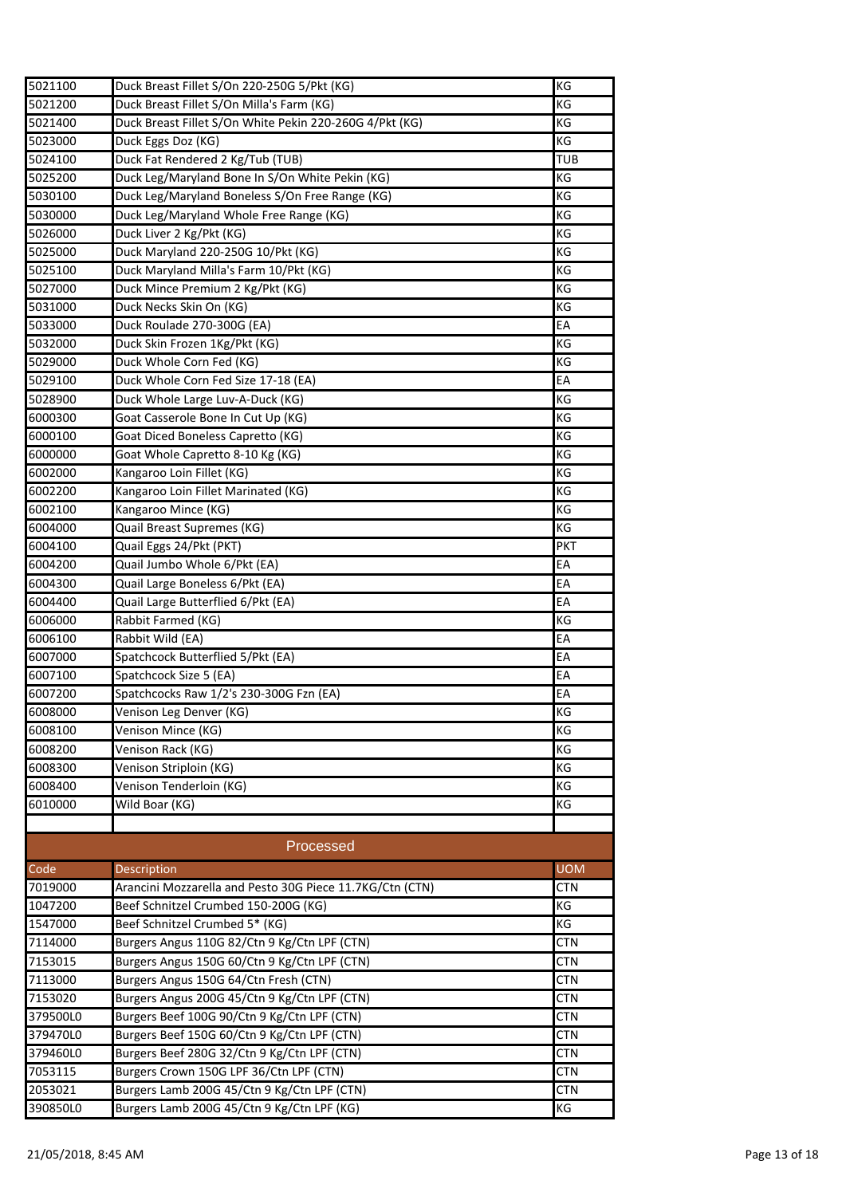| | | |
|---|---|---|
| 5021100 | Duck Breast Fillet S/On 220-250G 5/Pkt (KG) | KG |
| 5021200 | Duck Breast Fillet S/On Milla's Farm (KG) | KG |
| 5021400 | Duck Breast Fillet S/On White Pekin 220-260G 4/Pkt (KG) | KG |
| 5023000 | Duck Eggs Doz (KG) | KG |
| 5024100 | Duck Fat Rendered 2 Kg/Tub (TUB) | TUB |
| 5025200 | Duck Leg/Maryland Bone In S/On White Pekin (KG) | KG |
| 5030100 | Duck Leg/Maryland Boneless S/On Free Range (KG) | KG |
| 5030000 | Duck Leg/Maryland Whole Free Range (KG) | KG |
| 5026000 | Duck Liver 2 Kg/Pkt (KG) | KG |
| 5025000 | Duck Maryland 220-250G 10/Pkt (KG) | KG |
| 5025100 | Duck Maryland Milla's Farm 10/Pkt (KG) | KG |
| 5027000 | Duck Mince Premium 2 Kg/Pkt (KG) | KG |
| 5031000 | Duck Necks Skin On (KG) | KG |
| 5033000 | Duck Roulade 270-300G (EA) | EA |
| 5032000 | Duck Skin Frozen 1Kg/Pkt (KG) | KG |
| 5029000 | Duck Whole Corn Fed (KG) | KG |
| 5029100 | Duck Whole Corn Fed Size 17-18 (EA) | EA |
| 5028900 | Duck Whole Large Luv-A-Duck (KG) | KG |
| 6000300 | Goat Casserole Bone In Cut Up (KG) | KG |
| 6000100 | Goat Diced Boneless Capretto (KG) | KG |
| 6000000 | Goat Whole Capretto 8-10 Kg (KG) | KG |
| 6002000 | Kangaroo Loin Fillet (KG) | KG |
| 6002200 | Kangaroo Loin Fillet Marinated (KG) | KG |
| 6002100 | Kangaroo Mince (KG) | KG |
| 6004000 | Quail Breast Supremes (KG) | KG |
| 6004100 | Quail Eggs 24/Pkt (PKT) | PKT |
| 6004200 | Quail Jumbo Whole 6/Pkt (EA) | EA |
| 6004300 | Quail Large Boneless 6/Pkt (EA) | EA |
| 6004400 | Quail Large Butterflied 6/Pkt (EA) | EA |
| 6006000 | Rabbit Farmed (KG) | KG |
| 6006100 | Rabbit Wild (EA) | EA |
| 6007000 | Spatchcock Butterflied 5/Pkt (EA) | EA |
| 6007100 | Spatchcock Size 5 (EA) | EA |
| 6007200 | Spatchcocks Raw 1/2's 230-300G Fzn (EA) | EA |
| 6008000 | Venison Leg Denver (KG) | KG |
| 6008100 | Venison Mince (KG) | KG |
| 6008200 | Venison Rack (KG) | KG |
| 6008300 | Venison Striploin (KG) | KG |
| 6008400 | Venison Tenderloin (KG) | KG |
| 6010000 | Wild Boar (KG) | KG |

## Processed

| Code | Description | UOM |
|---|---|---|
| 7019000 | Arancini Mozzarella and Pesto 30G Piece 11.7KG/Ctn (CTN) | CTN |
| 1047200 | Beef Schnitzel Crumbed 150-200G (KG) | KG |
| 1547000 | Beef Schnitzel Crumbed 5* (KG) | KG |
| 7114000 | Burgers Angus 110G 82/Ctn 9 Kg/Ctn LPF (CTN) | CTN |
| 7153015 | Burgers Angus 150G 60/Ctn 9 Kg/Ctn LPF (CTN) | CTN |
| 7113000 | Burgers Angus 150G 64/Ctn Fresh (CTN) | CTN |
| 7153020 | Burgers Angus 200G 45/Ctn 9 Kg/Ctn LPF (CTN) | CTN |
| 379500L0 | Burgers Beef 100G 90/Ctn 9 Kg/Ctn LPF (CTN) | CTN |
| 379470L0 | Burgers Beef 150G 60/Ctn 9 Kg/Ctn LPF (CTN) | CTN |
| 379460L0 | Burgers Beef 280G 32/Ctn 9 Kg/Ctn LPF (CTN) | CTN |
| 7053115 | Burgers Crown 150G LPF 36/Ctn LPF (CTN) | CTN |
| 2053021 | Burgers Lamb 200G 45/Ctn 9 Kg/Ctn LPF (CTN) | CTN |
| 390850L0 | Burgers Lamb 200G 45/Ctn 9 Kg/Ctn LPF (KG) | KG |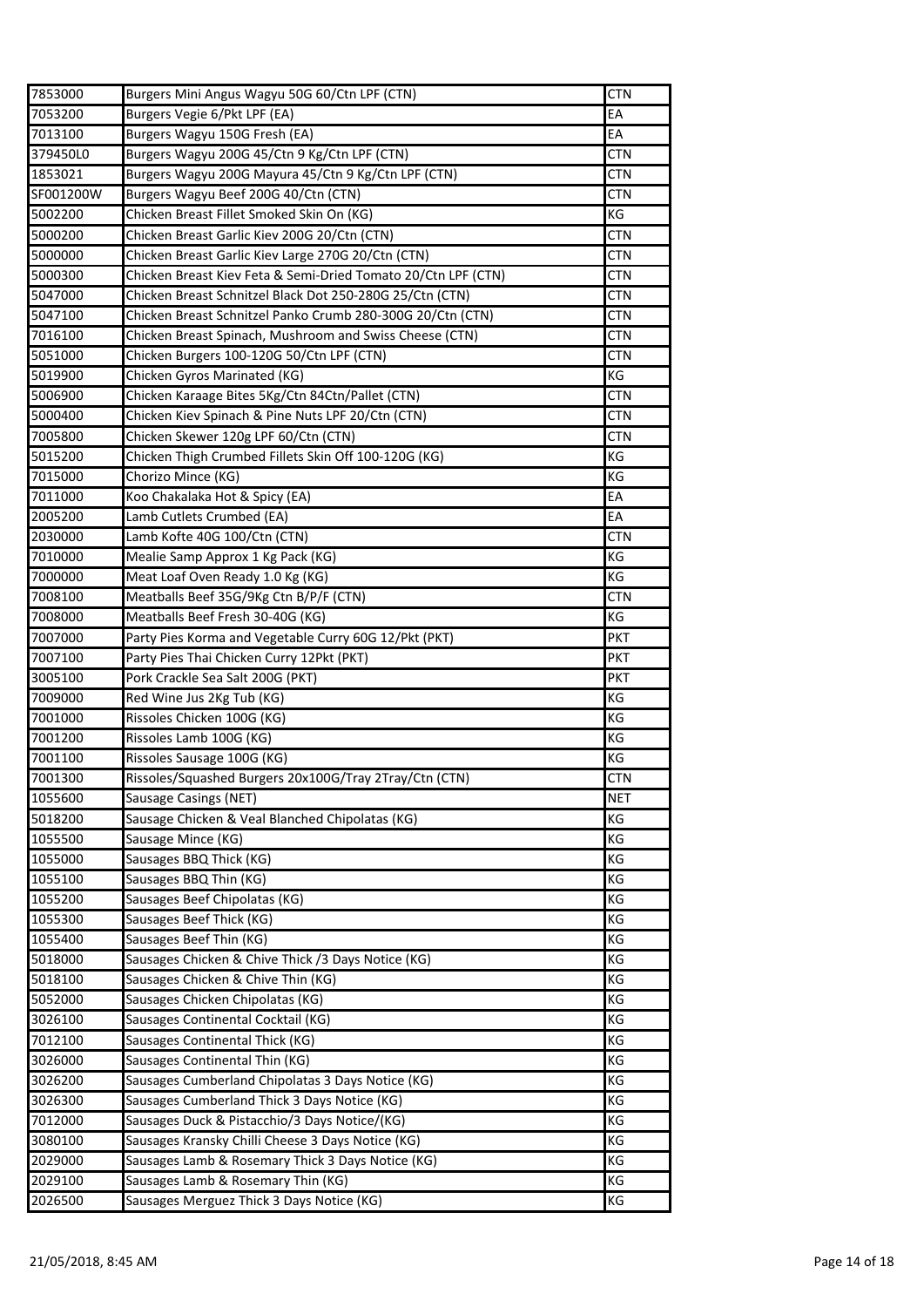| 7853000 | Burgers Mini Angus Wagyu 50G 60/Ctn LPF (CTN) | CTN |
|---|---|---|
| 7053200 | Burgers Vegie 6/Pkt LPF (EA) | EA |
| 7013100 | Burgers Wagyu 150G Fresh (EA) | EA |
| 379450L0 | Burgers Wagyu 200G 45/Ctn 9 Kg/Ctn LPF (CTN) | CTN |
| 1853021 | Burgers Wagyu 200G Mayura 45/Ctn 9 Kg/Ctn LPF (CTN) | CTN |
| SF001200W | Burgers Wagyu Beef 200G 40/Ctn (CTN) | CTN |
| 5002200 | Chicken Breast Fillet Smoked Skin On (KG) | KG |
| 5000200 | Chicken Breast Garlic Kiev 200G 20/Ctn (CTN) | CTN |
| 5000000 | Chicken Breast Garlic Kiev Large 270G 20/Ctn (CTN) | CTN |
| 5000300 | Chicken Breast Kiev Feta & Semi-Dried Tomato 20/Ctn LPF (CTN) | CTN |
| 5047000 | Chicken Breast Schnitzel Black Dot 250-280G 25/Ctn (CTN) | CTN |
| 5047100 | Chicken Breast Schnitzel Panko Crumb 280-300G 20/Ctn (CTN) | CTN |
| 7016100 | Chicken Breast Spinach, Mushroom and Swiss Cheese (CTN) | CTN |
| 5051000 | Chicken Burgers 100-120G 50/Ctn LPF (CTN) | CTN |
| 5019900 | Chicken Gyros Marinated (KG) | KG |
| 5006900 | Chicken Karaage Bites 5Kg/Ctn 84Ctn/Pallet (CTN) | CTN |
| 5000400 | Chicken Kiev Spinach & Pine Nuts LPF 20/Ctn (CTN) | CTN |
| 7005800 | Chicken Skewer 120g LPF 60/Ctn (CTN) | CTN |
| 5015200 | Chicken Thigh Crumbed Fillets Skin Off 100-120G (KG) | KG |
| 7015000 | Chorizo Mince (KG) | KG |
| 7011000 | Koo Chakalaka Hot & Spicy (EA) | EA |
| 2005200 | Lamb Cutlets Crumbed (EA) | EA |
| 2030000 | Lamb Kofte 40G 100/Ctn (CTN) | CTN |
| 7010000 | Mealie Samp Approx 1 Kg Pack (KG) | KG |
| 7000000 | Meat Loaf Oven Ready 1.0 Kg (KG) | KG |
| 7008100 | Meatballs Beef 35G/9Kg Ctn B/P/F (CTN) | CTN |
| 7008000 | Meatballs Beef Fresh 30-40G (KG) | KG |
| 7007000 | Party Pies Korma and Vegetable Curry 60G 12/Pkt (PKT) | PKT |
| 7007100 | Party Pies Thai Chicken Curry 12Pkt (PKT) | PKT |
| 3005100 | Pork Crackle Sea Salt 200G (PKT) | PKT |
| 7009000 | Red Wine Jus 2Kg Tub (KG) | KG |
| 7001000 | Rissoles Chicken 100G (KG) | KG |
| 7001200 | Rissoles Lamb 100G (KG) | KG |
| 7001100 | Rissoles Sausage 100G (KG) | KG |
| 7001300 | Rissoles/Squashed Burgers 20x100G/Tray 2Tray/Ctn (CTN) | CTN |
| 1055600 | Sausage Casings (NET) | NET |
| 5018200 | Sausage Chicken & Veal Blanched Chipolatas (KG) | KG |
| 1055500 | Sausage Mince (KG) | KG |
| 1055000 | Sausages BBQ Thick (KG) | KG |
| 1055100 | Sausages BBQ Thin (KG) | KG |
| 1055200 | Sausages Beef Chipolatas (KG) | KG |
| 1055300 | Sausages Beef Thick (KG) | KG |
| 1055400 | Sausages Beef Thin (KG) | KG |
| 5018000 | Sausages Chicken & Chive Thick /3 Days Notice (KG) | KG |
| 5018100 | Sausages Chicken & Chive Thin (KG) | KG |
| 5052000 | Sausages Chicken Chipolatas (KG) | KG |
| 3026100 | Sausages Continental Cocktail (KG) | KG |
| 7012100 | Sausages Continental Thick (KG) | KG |
| 3026000 | Sausages Continental Thin (KG) | KG |
| 3026200 | Sausages Cumberland Chipolatas 3 Days Notice (KG) | KG |
| 3026300 | Sausages Cumberland Thick 3 Days Notice (KG) | KG |
| 7012000 | Sausages Duck & Pistacchio/3 Days Notice/(KG) | KG |
| 3080100 | Sausages Kransky Chilli Cheese 3 Days Notice (KG) | KG |
| 2029000 | Sausages Lamb & Rosemary Thick 3 Days Notice (KG) | KG |
| 2029100 | Sausages Lamb & Rosemary Thin (KG) | KG |
| 2026500 | Sausages Merguez Thick 3 Days Notice (KG) | KG |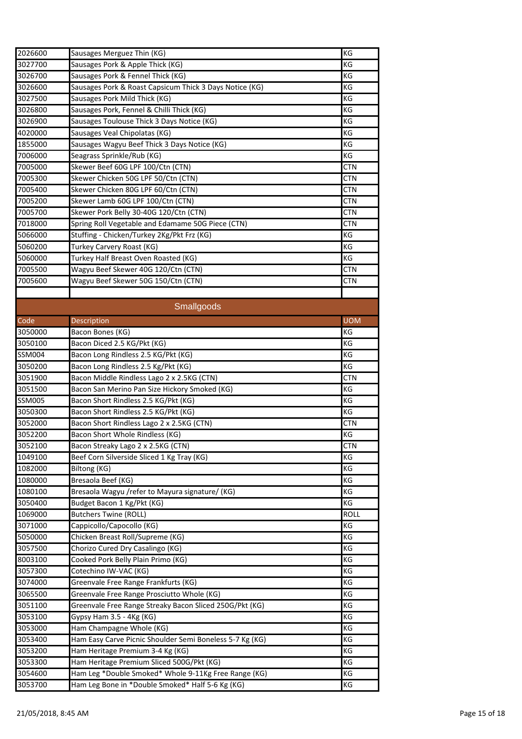| | | |
|---|---|---|
| 2026600 | Sausages Merguez Thin (KG) | KG |
| 3027700 | Sausages Pork & Apple Thick (KG) | KG |
| 3026700 | Sausages Pork & Fennel Thick (KG) | KG |
| 3026600 | Sausages Pork & Roast Capsicum Thick 3 Days Notice (KG) | KG |
| 3027500 | Sausages Pork Mild Thick (KG) | KG |
| 3026800 | Sausages Pork, Fennel & Chilli Thick (KG) | KG |
| 3026900 | Sausages Toulouse Thick 3 Days Notice (KG) | KG |
| 4020000 | Sausages Veal Chipolatas (KG) | KG |
| 1855000 | Sausages Wagyu Beef Thick 3 Days Notice (KG) | KG |
| 7006000 | Seagrass Sprinkle/Rub (KG) | KG |
| 7005000 | Skewer Beef 60G LPF 100/Ctn (CTN) | CTN |
| 7005300 | Skewer Chicken 50G LPF 50/Ctn (CTN) | CTN |
| 7005400 | Skewer Chicken 80G LPF 60/Ctn (CTN) | CTN |
| 7005200 | Skewer Lamb 60G LPF 100/Ctn (CTN) | CTN |
| 7005700 | Skewer Pork Belly 30-40G 120/Ctn (CTN) | CTN |
| 7018000 | Spring Roll Vegetable and Edamame 50G Piece (CTN) | CTN |
| 5066000 | Stuffing - Chicken/Turkey 2Kg/Pkt Frz (KG) | KG |
| 5060200 | Turkey Carvery Roast (KG) | KG |
| 5060000 | Turkey Half Breast Oven Roasted (KG) | KG |
| 7005500 | Wagyu Beef Skewer 40G 120/Ctn (CTN) | CTN |
| 7005600 | Wagyu Beef Skewer 50G 150/Ctn (CTN) | CTN |

## Smallgoods

| Code | Description | UOM |
|---|---|---|
| 3050000 | Bacon Bones (KG) | KG |
| 3050100 | Bacon Diced 2.5 KG/Pkt (KG) | KG |
| SSM004 | Bacon Long Rindless 2.5 KG/Pkt (KG) | KG |
| 3050200 | Bacon Long Rindless 2.5 Kg/Pkt (KG) | KG |
| 3051900 | Bacon Middle Rindless Lago 2 x 2.5KG (CTN) | CTN |
| 3051500 | Bacon San Merino Pan Size Hickory Smoked (KG) | KG |
| SSM005 | Bacon Short Rindless 2.5 KG/Pkt (KG) | KG |
| 3050300 | Bacon Short Rindless 2.5 KG/Pkt (KG) | KG |
| 3052000 | Bacon Short Rindless Lago 2 x 2.5KG (CTN) | CTN |
| 3052200 | Bacon Short Whole Rindless (KG) | KG |
| 3052100 | Bacon Streaky Lago 2 x 2.5KG (CTN) | CTN |
| 1049100 | Beef Corn Silverside Sliced 1 Kg Tray (KG) | KG |
| 1082000 | Biltong (KG) | KG |
| 1080000 | Bresaola Beef (KG) | KG |
| 1080100 | Bresaola Wagyu /refer to Mayura signature/ (KG) | KG |
| 3050400 | Budget Bacon 1 Kg/Pkt (KG) | KG |
| 1069000 | Butchers Twine (ROLL) | ROLL |
| 3071000 | Cappicollo/Capocollo (KG) | KG |
| 5050000 | Chicken Breast Roll/Supreme (KG) | KG |
| 3057500 | Chorizo Cured Dry Casalingo (KG) | KG |
| 8003100 | Cooked Pork Belly Plain Primo (KG) | KG |
| 3057300 | Cotechino IW-VAC (KG) | KG |
| 3074000 | Greenvale Free Range Frankfurts (KG) | KG |
| 3065500 | Greenvale Free Range Prosciutto Whole (KG) | KG |
| 3051100 | Greenvale Free Range Streaky Bacon Sliced 250G/Pkt (KG) | KG |
| 3053100 | Gypsy Ham 3.5 - 4Kg (KG) | KG |
| 3053000 | Ham Champagne Whole (KG) | KG |
| 3053400 | Ham Easy Carve Picnic Shoulder Semi Boneless 5-7 Kg (KG) | KG |
| 3053200 | Ham Heritage Premium 3-4 Kg (KG) | KG |
| 3053300 | Ham Heritage Premium Sliced 500G/Pkt (KG) | KG |
| 3054600 | Ham Leg *Double Smoked* Whole 9-11Kg Free Range (KG) | KG |
| 3053700 | Ham Leg Bone in *Double Smoked* Half 5-6 Kg (KG) | KG |

21/05/2018, 8:45 AM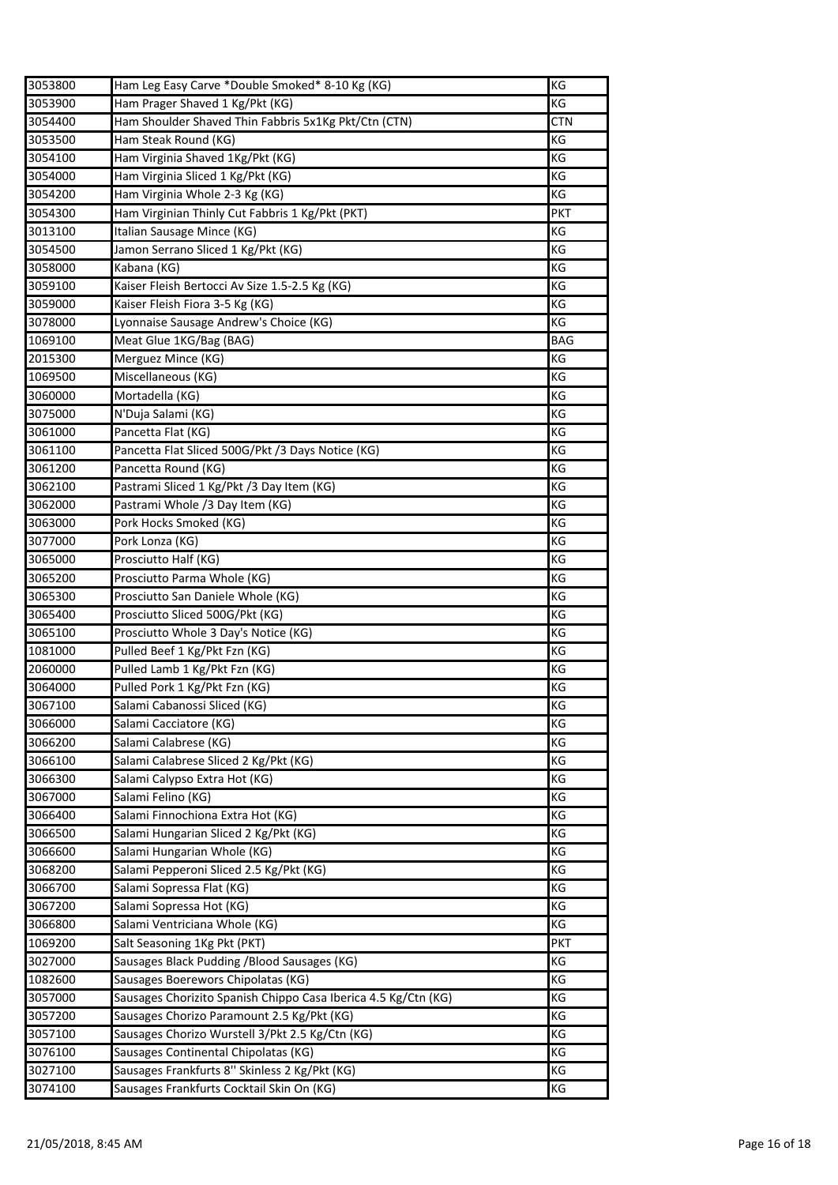| 3053800 | Ham Leg Easy Carve *Double Smoked* 8-10 Kg (KG) | KG |
|---|---|---|
| 3053900 | Ham Prager Shaved 1 Kg/Pkt (KG) | KG |
| 3054400 | Ham Shoulder Shaved Thin Fabbris 5x1Kg Pkt/Ctn (CTN) | CTN |
| 3053500 | Ham Steak Round (KG) | KG |
| 3054100 | Ham Virginia Shaved 1Kg/Pkt (KG) | KG |
| 3054000 | Ham Virginia Sliced 1 Kg/Pkt (KG) | KG |
| 3054200 | Ham Virginia Whole 2-3 Kg (KG) | KG |
| 3054300 | Ham Virginian Thinly Cut Fabbris 1 Kg/Pkt (PKT) | PKT |
| 3013100 | Italian Sausage Mince (KG) | KG |
| 3054500 | Jamon Serrano Sliced 1 Kg/Pkt (KG) | KG |
| 3058000 | Kabana (KG) | KG |
| 3059100 | Kaiser Fleish Bertocci Av Size 1.5-2.5 Kg (KG) | KG |
| 3059000 | Kaiser Fleish Fiora 3-5 Kg (KG) | KG |
| 3078000 | Lyonnaise Sausage Andrew's Choice (KG) | KG |
| 1069100 | Meat Glue 1KG/Bag (BAG) | BAG |
| 2015300 | Merguez Mince (KG) | KG |
| 1069500 | Miscellaneous (KG) | KG |
| 3060000 | Mortadella (KG) | KG |
| 3075000 | N'Duja Salami (KG) | KG |
| 3061000 | Pancetta Flat (KG) | KG |
| 3061100 | Pancetta Flat Sliced 500G/Pkt /3 Days Notice (KG) | KG |
| 3061200 | Pancetta Round (KG) | KG |
| 3062100 | Pastrami Sliced 1 Kg/Pkt /3 Day Item (KG) | KG |
| 3062000 | Pastrami Whole /3 Day Item (KG) | KG |
| 3063000 | Pork Hocks Smoked (KG) | KG |
| 3077000 | Pork Lonza (KG) | KG |
| 3065000 | Prosciutto Half (KG) | KG |
| 3065200 | Prosciutto Parma Whole (KG) | KG |
| 3065300 | Prosciutto San Daniele Whole (KG) | KG |
| 3065400 | Prosciutto Sliced 500G/Pkt (KG) | KG |
| 3065100 | Prosciutto Whole 3 Day's Notice (KG) | KG |
| 1081000 | Pulled Beef 1 Kg/Pkt Fzn (KG) | KG |
| 2060000 | Pulled Lamb 1 Kg/Pkt Fzn (KG) | KG |
| 3064000 | Pulled Pork 1 Kg/Pkt Fzn (KG) | KG |
| 3067100 | Salami Cabanossi Sliced (KG) | KG |
| 3066000 | Salami Cacciatore (KG) | KG |
| 3066200 | Salami Calabrese (KG) | KG |
| 3066100 | Salami Calabrese Sliced 2 Kg/Pkt (KG) | KG |
| 3066300 | Salami Calypso Extra Hot (KG) | KG |
| 3067000 | Salami Felino (KG) | KG |
| 3066400 | Salami Finnochiona Extra Hot (KG) | KG |
| 3066500 | Salami Hungarian Sliced 2 Kg/Pkt (KG) | KG |
| 3066600 | Salami Hungarian Whole (KG) | KG |
| 3068200 | Salami Pepperoni Sliced 2.5 Kg/Pkt (KG) | KG |
| 3066700 | Salami Sopressa Flat (KG) | KG |
| 3067200 | Salami Sopressa Hot (KG) | KG |
| 3066800 | Salami Ventriciana Whole (KG) | KG |
| 1069200 | Salt Seasoning 1Kg Pkt (PKT) | PKT |
| 3027000 | Sausages Black Pudding /Blood Sausages (KG) | KG |
| 1082600 | Sausages Boerewors Chipolatas (KG) | KG |
| 3057000 | Sausages Chorizito Spanish Chippo Casa Iberica 4.5 Kg/Ctn (KG) | KG |
| 3057200 | Sausages Chorizo Paramount 2.5 Kg/Pkt (KG) | KG |
| 3057100 | Sausages Chorizo Wurstell 3/Pkt 2.5 Kg/Ctn (KG) | KG |
| 3076100 | Sausages Continental Chipolatas (KG) | KG |
| 3027100 | Sausages Frankfurts 8" Skinless 2 Kg/Pkt (KG) | KG |
| 3074100 | Sausages Frankfurts Cocktail Skin On (KG) | KG |

21/05/2018, 8:45 AM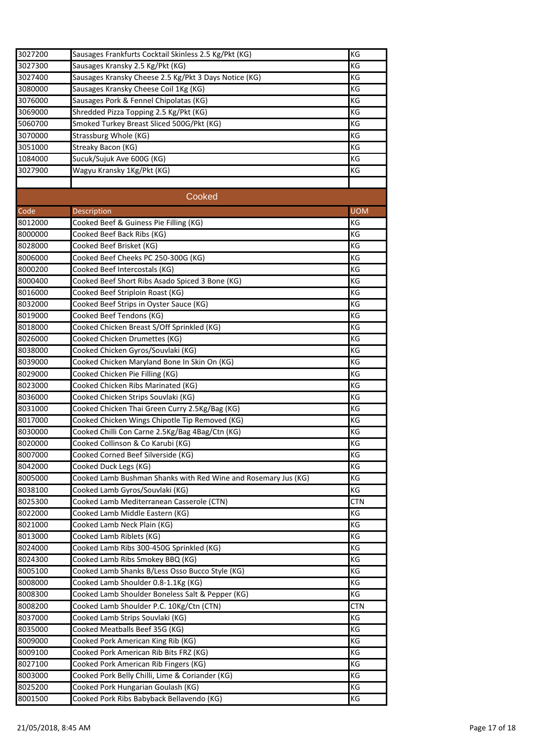| | | |
|---|---|---|
| 3027200 | Sausages Frankfurts Cocktail Skinless 2.5 Kg/Pkt (KG) | KG |
| 3027300 | Sausages Kransky 2.5 Kg/Pkt (KG) | KG |
| 3027400 | Sausages Kransky Cheese 2.5 Kg/Pkt 3 Days Notice (KG) | KG |
| 3080000 | Sausages Kransky Cheese Coil 1Kg (KG) | KG |
| 3076000 | Sausages Pork & Fennel Chipolatas (KG) | KG |
| 3069000 | Shredded Pizza Topping 2.5 Kg/Pkt (KG) | KG |
| 5060700 | Smoked Turkey Breast Sliced 500G/Pkt (KG) | KG |
| 3070000 | Strassburg Whole (KG) | KG |
| 3051000 | Streaky Bacon (KG) | KG |
| 1084000 | Sucuk/Sujuk Ave 600G (KG) | KG |
| 3027900 | Wagyu Kransky 1Kg/Pkt (KG) | KG |

## Cooked

| Code | Description | UOM |
|---|---|---|
| 8012000 | Cooked Beef & Guiness Pie Filling (KG) | KG |
| 8000000 | Cooked Beef Back Ribs (KG) | KG |
| 8028000 | Cooked Beef Brisket (KG) | KG |
| 8006000 | Cooked Beef Cheeks PC 250-300G (KG) | KG |
| 8000200 | Cooked Beef Intercostals (KG) | KG |
| 8000400 | Cooked Beef Short Ribs Asado Spiced 3 Bone (KG) | KG |
| 8016000 | Cooked Beef Striploin Roast (KG) | KG |
| 8032000 | Cooked Beef Strips in Oyster Sauce (KG) | KG |
| 8019000 | Cooked Beef Tendons (KG) | KG |
| 8018000 | Cooked Chicken Breast S/Off Sprinkled (KG) | KG |
| 8026000 | Cooked Chicken Drumettes (KG) | KG |
| 8038000 | Cooked Chicken Gyros/Souvlaki (KG) | KG |
| 8039000 | Cooked Chicken Maryland Bone In Skin On (KG) | KG |
| 8029000 | Cooked Chicken Pie Filling (KG) | KG |
| 8023000 | Cooked Chicken Ribs Marinated (KG) | KG |
| 8036000 | Cooked Chicken Strips Souvlaki (KG) | KG |
| 8031000 | Cooked Chicken Thai Green Curry 2.5Kg/Bag (KG) | KG |
| 8017000 | Cooked Chicken Wings Chipotle Tip Removed (KG) | KG |
| 8030000 | Cooked Chilli Con Carne 2.5Kg/Bag 4Bag/Ctn (KG) | KG |
| 8020000 | Cooked Collinson & Co Karubi (KG) | KG |
| 8007000 | Cooked Corned Beef Silverside (KG) | KG |
| 8042000 | Cooked Duck Legs (KG) | KG |
| 8005000 | Cooked Lamb Bushman Shanks with Red Wine and Rosemary Jus (KG) | KG |
| 8038100 | Cooked Lamb Gyros/Souvlaki (KG) | KG |
| 8025300 | Cooked Lamb Mediterranean Casserole (CTN) | CTN |
| 8022000 | Cooked Lamb Middle Eastern (KG) | KG |
| 8021000 | Cooked Lamb Neck Plain (KG) | KG |
| 8013000 | Cooked Lamb Riblets (KG) | KG |
| 8024000 | Cooked Lamb Ribs 300-450G Sprinkled (KG) | KG |
| 8024300 | Cooked Lamb Ribs Smokey BBQ (KG) | KG |
| 8005100 | Cooked Lamb Shanks B/Less Osso Bucco Style (KG) | KG |
| 8008000 | Cooked Lamb Shoulder 0.8-1.1Kg (KG) | KG |
| 8008300 | Cooked Lamb Shoulder Boneless Salt & Pepper (KG) | KG |
| 8008200 | Cooked Lamb Shoulder P.C. 10Kg/Ctn (CTN) | CTN |
| 8037000 | Cooked Lamb Strips Souvlaki (KG) | KG |
| 8035000 | Cooked Meatballs Beef 35G (KG) | KG |
| 8009000 | Cooked Pork American King Rib (KG) | KG |
| 8009100 | Cooked Pork American Rib Bits FRZ (KG) | KG |
| 8027100 | Cooked Pork American Rib Fingers (KG) | KG |
| 8003000 | Cooked Pork Belly Chilli, Lime & Coriander (KG) | KG |
| 8025200 | Cooked Pork Hungarian Goulash (KG) | KG |
| 8001500 | Cooked Pork Ribs Babyback Bellavendo (KG) | KG |

21/05/2018, 8:45 AM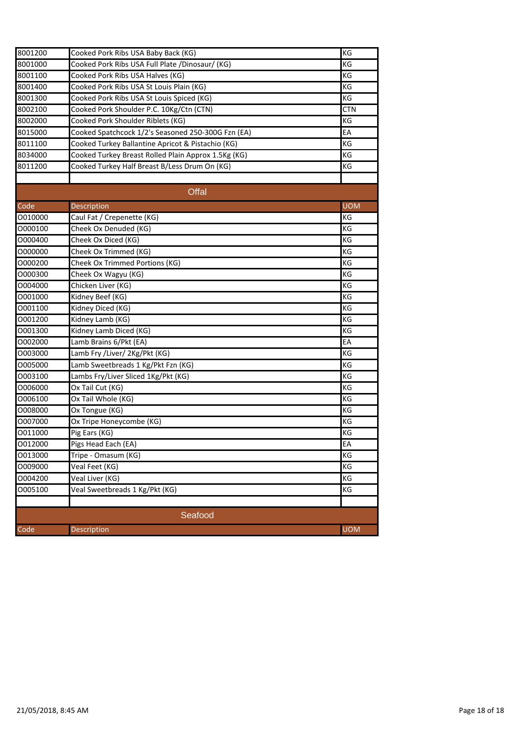| | | |
|---|---|---|
| 8001200 | Cooked Pork Ribs USA Baby Back (KG) | KG |
| 8001000 | Cooked Pork Ribs USA Full Plate /Dinosaur/ (KG) | KG |
| 8001100 | Cooked Pork Ribs USA Halves (KG) | KG |
| 8001400 | Cooked Pork Ribs USA St Louis Plain (KG) | KG |
| 8001300 | Cooked Pork Ribs USA St Louis Spiced (KG) | KG |
| 8002100 | Cooked Pork Shoulder P.C. 10Kg/Ctn (CTN) | CTN |
| 8002000 | Cooked Pork Shoulder Riblets (KG) | KG |
| 8015000 | Cooked Spatchcock 1/2's Seasoned 250-300G Fzn (EA) | EA |
| 8011100 | Cooked Turkey Ballantine Apricot & Pistachio (KG) | KG |
| 8034000 | Cooked Turkey Breast Rolled Plain Approx 1.5Kg (KG) | KG |
| 8011200 | Cooked Turkey Half Breast B/Less Drum On (KG) | KG |

## Offal

| Code | Description | UOM |
|---|---|---|
| O010000 | Caul Fat / Crepenette (KG) | KG |
| O000100 | Cheek Ox Denuded (KG) | KG |
| O000400 | Cheek Ox Diced (KG) | KG |
| O000000 | Cheek Ox Trimmed (KG) | KG |
| O000200 | Cheek Ox Trimmed Portions (KG) | KG |
| O000300 | Cheek Ox Wagyu (KG) | KG |
| O004000 | Chicken Liver (KG) | KG |
| O001000 | Kidney Beef (KG) | KG |
| O001100 | Kidney Diced (KG) | KG |
| O001200 | Kidney Lamb (KG) | KG |
| O001300 | Kidney Lamb Diced (KG) | KG |
| O002000 | Lamb Brains 6/Pkt (EA) | EA |
| O003000 | Lamb Fry /Liver/ 2Kg/Pkt (KG) | KG |
| O005000 | Lamb Sweetbreads 1 Kg/Pkt Fzn (KG) | KG |
| O003100 | Lambs Fry/Liver Sliced 1Kg/Pkt (KG) | KG |
| O006000 | Ox Tail Cut (KG) | KG |
| O006100 | Ox Tail Whole (KG) | KG |
| O008000 | Ox Tongue (KG) | KG |
| O007000 | Ox Tripe Honeycombe (KG) | KG |
| O011000 | Pig Ears (KG) | KG |
| O012000 | Pigs Head Each (EA) | EA |
| O013000 | Tripe - Omasum (KG) | KG |
| O009000 | Veal Feet (KG) | KG |
| O004200 | Veal Liver (KG) | KG |
| O005100 | Veal Sweetbreads 1 Kg/Pkt (KG) | KG |

## Seafood

| Code | Description | UOM |
|---|---|---|